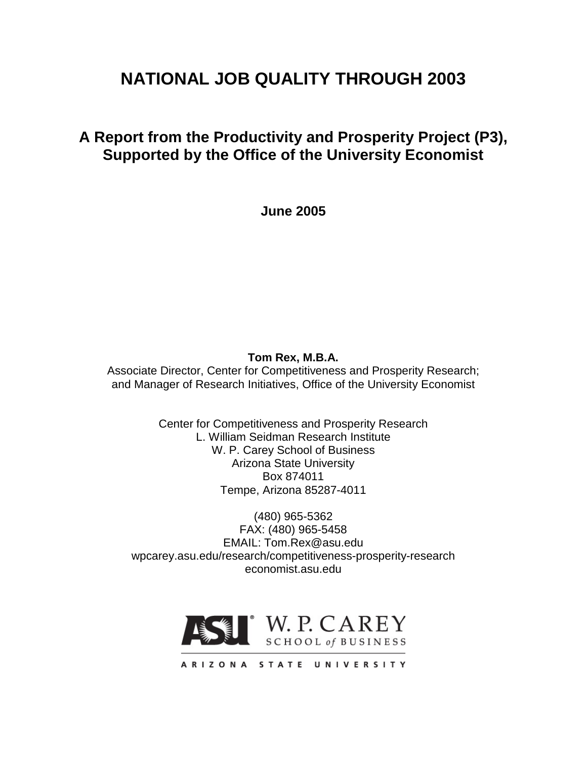# NATIONAL JOB QUALITY THROUGH 2003

## A Report from the Productivity and Prosperity Project (P3), Supported by the Office of the University Economist

**June 2005**

**Tom Rex, M.B.A.**
Associate Director, Center for Competitiveness and Prosperity Research;
and Manager of Research Initiatives, Office of the University Economist

Center for Competitiveness and Prosperity Research
L. William Seidman Research Institute
W. P. Carey School of Business
Arizona State University
Box 874011
Tempe, Arizona 85287-4011

(480) 965-5362
FAX: (480) 965-5458
EMAIL: Tom.Rex@asu.edu
wpcarey.asu.edu/research/competitiveness-prosperity-research
economist.asu.edu

ASU W. P. CAREY SCHOOL of BUSINESS
ARIZONA STATE UNIVERSITY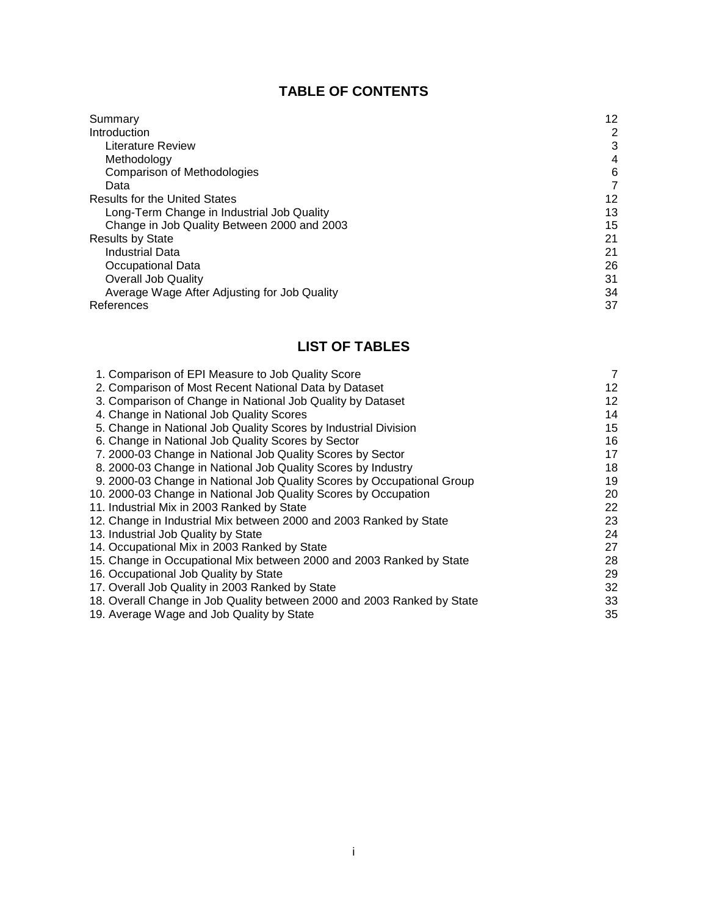## TABLE OF CONTENTS

| | |
|---|---|
| Summary | 12 |
| Introduction | 2 |
| Literature Review | 3 |
| Methodology | 4 |
| Comparison of Methodologies | 6 |
| Data | 7 |
| Results for the United States | 12 |
| Long-Term Change in Industrial Job Quality | 13 |
| Change in Job Quality Between 2000 and 2003 | 15 |
| Results by State | 21 |
| Industrial Data | 21 |
| Occupational Data | 26 |
| Overall Job Quality | 31 |
| Average Wage After Adjusting for Job Quality | 34 |
| References | 37 |

## LIST OF TABLES

| | |
|---|---|
| 1. Comparison of EPI Measure to Job Quality Score | 7 |
| 2. Comparison of Most Recent National Data by Dataset | 12 |
| 3. Comparison of Change in National Job Quality by Dataset | 12 |
| 4. Change in National Job Quality Scores | 14 |
| 5. Change in National Job Quality Scores by Industrial Division | 15 |
| 6. Change in National Job Quality Scores by Sector | 16 |
| 7. 2000-03 Change in National Job Quality Scores by Sector | 17 |
| 8. 2000-03 Change in National Job Quality Scores by Industry | 18 |
| 9. 2000-03 Change in National Job Quality Scores by Occupational Group | 19 |
| 10. 2000-03 Change in National Job Quality Scores by Occupation | 20 |
| 11. Industrial Mix in 2003 Ranked by State | 22 |
| 12. Change in Industrial Mix between 2000 and 2003 Ranked by State | 23 |
| 13. Industrial Job Quality by State | 24 |
| 14. Occupational Mix in 2003 Ranked by State | 27 |
| 15. Change in Occupational Mix between 2000 and 2003 Ranked by State | 28 |
| 16. Occupational Job Quality by State | 29 |
| 17. Overall Job Quality in 2003 Ranked by State | 32 |
| 18. Overall Change in Job Quality between 2000 and 2003 Ranked by State | 33 |
| 19. Average Wage and Job Quality by State | 35 |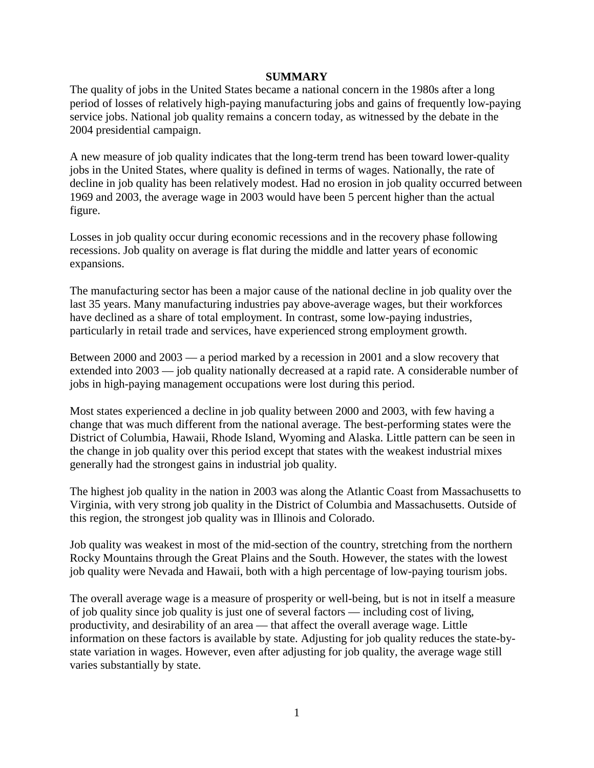# SUMMARY

The quality of jobs in the United States became a national concern in the 1980s after a long period of losses of relatively high-paying manufacturing jobs and gains of frequently low-paying service jobs. National job quality remains a concern today, as witnessed by the debate in the 2004 presidential campaign.

A new measure of job quality indicates that the long-term trend has been toward lower-quality jobs in the United States, where quality is defined in terms of wages. Nationally, the rate of decline in job quality has been relatively modest. Had no erosion in job quality occurred between 1969 and 2003, the average wage in 2003 would have been 5 percent higher than the actual figure.

Losses in job quality occur during economic recessions and in the recovery phase following recessions. Job quality on average is flat during the middle and latter years of economic expansions.

The manufacturing sector has been a major cause of the national decline in job quality over the last 35 years. Many manufacturing industries pay above-average wages, but their workforces have declined as a share of total employment. In contrast, some low-paying industries, particularly in retail trade and services, have experienced strong employment growth.

Between 2000 and 2003 — a period marked by a recession in 2001 and a slow recovery that extended into 2003 — job quality nationally decreased at a rapid rate. A considerable number of jobs in high-paying management occupations were lost during this period.

Most states experienced a decline in job quality between 2000 and 2003, with few having a change that was much different from the national average. The best-performing states were the District of Columbia, Hawaii, Rhode Island, Wyoming and Alaska. Little pattern can be seen in the change in job quality over this period except that states with the weakest industrial mixes generally had the strongest gains in industrial job quality.

The highest job quality in the nation in 2003 was along the Atlantic Coast from Massachusetts to Virginia, with very strong job quality in the District of Columbia and Massachusetts. Outside of this region, the strongest job quality was in Illinois and Colorado.

Job quality was weakest in most of the mid-section of the country, stretching from the northern Rocky Mountains through the Great Plains and the South. However, the states with the lowest job quality were Nevada and Hawaii, both with a high percentage of low-paying tourism jobs.

The overall average wage is a measure of prosperity or well-being, but is not in itself a measure of job quality since job quality is just one of several factors — including cost of living, productivity, and desirability of an area — that affect the overall average wage. Little information on these factors is available by state. Adjusting for job quality reduces the state-by-state variation in wages. However, even after adjusting for job quality, the average wage still varies substantially by state.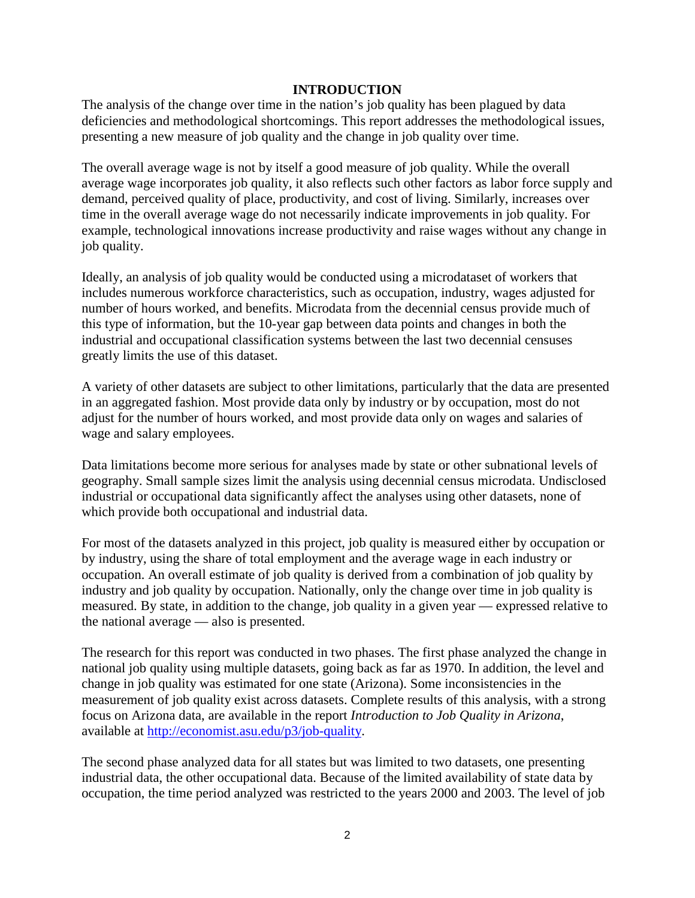# INTRODUCTION

The analysis of the change over time in the nation's job quality has been plagued by data deficiencies and methodological shortcomings. This report addresses the methodological issues, presenting a new measure of job quality and the change in job quality over time.

The overall average wage is not by itself a good measure of job quality. While the overall average wage incorporates job quality, it also reflects such other factors as labor force supply and demand, perceived quality of place, productivity, and cost of living. Similarly, increases over time in the overall average wage do not necessarily indicate improvements in job quality. For example, technological innovations increase productivity and raise wages without any change in job quality.

Ideally, an analysis of job quality would be conducted using a microdataset of workers that includes numerous workforce characteristics, such as occupation, industry, wages adjusted for number of hours worked, and benefits. Microdata from the decennial census provide much of this type of information, but the 10-year gap between data points and changes in both the industrial and occupational classification systems between the last two decennial censuses greatly limits the use of this dataset.

A variety of other datasets are subject to other limitations, particularly that the data are presented in an aggregated fashion. Most provide data only by industry or by occupation, most do not adjust for the number of hours worked, and most provide data only on wages and salaries of wage and salary employees.

Data limitations become more serious for analyses made by state or other subnational levels of geography. Small sample sizes limit the analysis using decennial census microdata. Undisclosed industrial or occupational data significantly affect the analyses using other datasets, none of which provide both occupational and industrial data.

For most of the datasets analyzed in this project, job quality is measured either by occupation or by industry, using the share of total employment and the average wage in each industry or occupation. An overall estimate of job quality is derived from a combination of job quality by industry and job quality by occupation. Nationally, only the change over time in job quality is measured. By state, in addition to the change, job quality in a given year — expressed relative to the national average — also is presented.

The research for this report was conducted in two phases. The first phase analyzed the change in national job quality using multiple datasets, going back as far as 1970. In addition, the level and change in job quality was estimated for one state (Arizona). Some inconsistencies in the measurement of job quality exist across datasets. Complete results of this analysis, with a strong focus on Arizona data, are available in the report *Introduction to Job Quality in Arizona*, available at http://economist.asu.edu/p3/job-quality.

The second phase analyzed data for all states but was limited to two datasets, one presenting industrial data, the other occupational data. Because of the limited availability of state data by occupation, the time period analyzed was restricted to the years 2000 and 2003. The level of job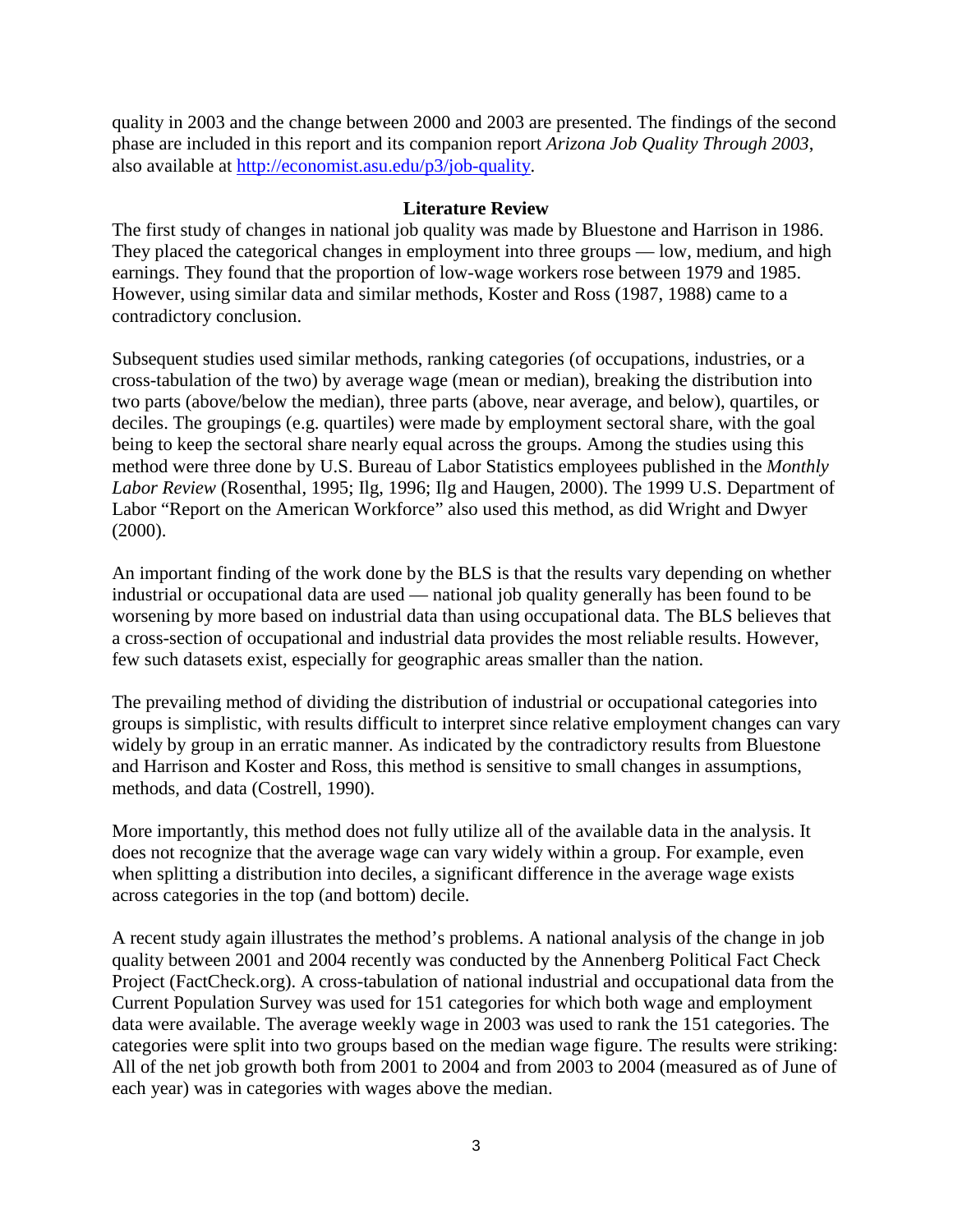quality in 2003 and the change between 2000 and 2003 are presented. The findings of the second phase are included in this report and its companion report *Arizona Job Quality Through 2003*, also available at [http://economist.asu.edu/p3/job-quality](http://economist.asu.edu/p3/job-quality).

## Literature Review

The first study of changes in national job quality was made by Bluestone and Harrison in 1986. They placed the categorical changes in employment into three groups — low, medium, and high earnings. They found that the proportion of low-wage workers rose between 1979 and 1985. However, using similar data and similar methods, Koster and Ross (1987, 1988) came to a contradictory conclusion.

Subsequent studies used similar methods, ranking categories (of occupations, industries, or a cross-tabulation of the two) by average wage (mean or median), breaking the distribution into two parts (above/below the median), three parts (above, near average, and below), quartiles, or deciles. The groupings (e.g. quartiles) were made by employment sectoral share, with the goal being to keep the sectoral share nearly equal across the groups. Among the studies using this method were three done by U.S. Bureau of Labor Statistics employees published in the *Monthly Labor Review* (Rosenthal, 1995; Ilg, 1996; Ilg and Haugen, 2000). The 1999 U.S. Department of Labor "Report on the American Workforce" also used this method, as did Wright and Dwyer (2000).

An important finding of the work done by the BLS is that the results vary depending on whether industrial or occupational data are used — national job quality generally has been found to be worsening by more based on industrial data than using occupational data. The BLS believes that a cross-section of occupational and industrial data provides the most reliable results. However, few such datasets exist, especially for geographic areas smaller than the nation.

The prevailing method of dividing the distribution of industrial or occupational categories into groups is simplistic, with results difficult to interpret since relative employment changes can vary widely by group in an erratic manner. As indicated by the contradictory results from Bluestone and Harrison and Koster and Ross, this method is sensitive to small changes in assumptions, methods, and data (Costrell, 1990).

More importantly, this method does not fully utilize all of the available data in the analysis. It does not recognize that the average wage can vary widely within a group. For example, even when splitting a distribution into deciles, a significant difference in the average wage exists across categories in the top (and bottom) decile.

A recent study again illustrates the method's problems. A national analysis of the change in job quality between 2001 and 2004 recently was conducted by the Annenberg Political Fact Check Project (FactCheck.org). A cross-tabulation of national industrial and occupational data from the Current Population Survey was used for 151 categories for which both wage and employment data were available. The average weekly wage in 2003 was used to rank the 151 categories. The categories were split into two groups based on the median wage figure. The results were striking: All of the net job growth both from 2001 to 2004 and from 2003 to 2004 (measured as of June of each year) was in categories with wages above the median.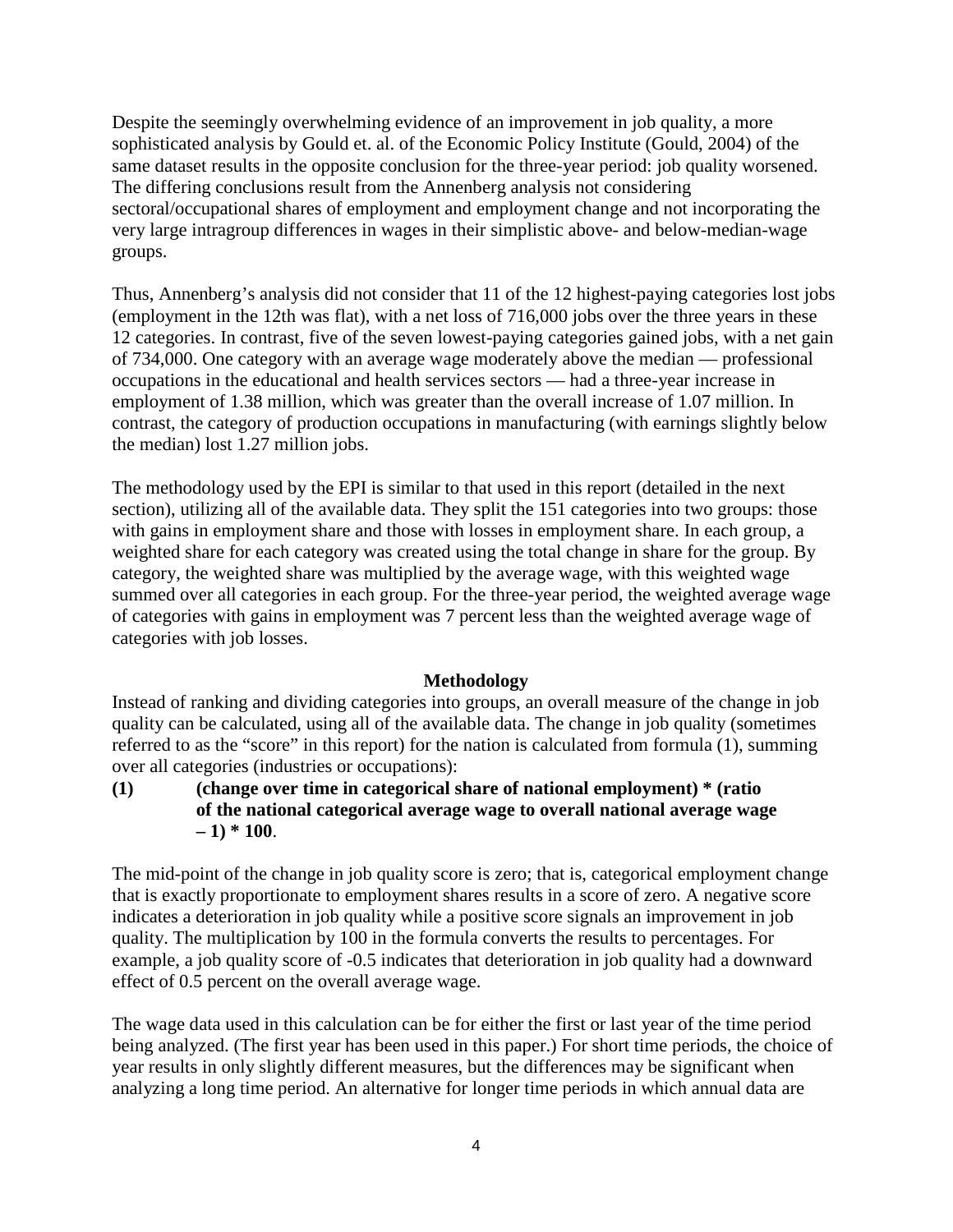Despite the seemingly overwhelming evidence of an improvement in job quality, a more sophisticated analysis by Gould et. al. of the Economic Policy Institute (Gould, 2004) of the same dataset results in the opposite conclusion for the three-year period: job quality worsened. The differing conclusions result from the Annenberg analysis not considering sectoral/occupational shares of employment and employment change and not incorporating the very large intragroup differences in wages in their simplistic above- and below-median-wage groups.

Thus, Annenberg's analysis did not consider that 11 of the 12 highest-paying categories lost jobs (employment in the 12th was flat), with a net loss of 716,000 jobs over the three years in these 12 categories. In contrast, five of the seven lowest-paying categories gained jobs, with a net gain of 734,000. One category with an average wage moderately above the median — professional occupations in the educational and health services sectors — had a three-year increase in employment of 1.38 million, which was greater than the overall increase of 1.07 million. In contrast, the category of production occupations in manufacturing (with earnings slightly below the median) lost 1.27 million jobs.

The methodology used by the EPI is similar to that used in this report (detailed in the next section), utilizing all of the available data. They split the 151 categories into two groups: those with gains in employment share and those with losses in employment share. In each group, a weighted share for each category was created using the total change in share for the group. By category, the weighted share was multiplied by the average wage, with this weighted wage summed over all categories in each group. For the three-year period, the weighted average wage of categories with gains in employment was 7 percent less than the weighted average wage of categories with job losses.

## Methodology

Instead of ranking and dividing categories into groups, an overall measure of the change in job quality can be calculated, using all of the available data. The change in job quality (sometimes referred to as the "score" in this report) for the nation is calculated from formula (1), summing over all categories (industries or occupations):

**(1) (change over time in categorical share of national employment) * (ratio of the national categorical average wage to overall national average wage – 1) * 100**.

The mid-point of the change in job quality score is zero; that is, categorical employment change that is exactly proportionate to employment shares results in a score of zero. A negative score indicates a deterioration in job quality while a positive score signals an improvement in job quality. The multiplication by 100 in the formula converts the results to percentages. For example, a job quality score of -0.5 indicates that deterioration in job quality had a downward effect of 0.5 percent on the overall average wage.

The wage data used in this calculation can be for either the first or last year of the time period being analyzed. (The first year has been used in this paper.) For short time periods, the choice of year results in only slightly different measures, but the differences may be significant when analyzing a long time period. An alternative for longer time periods in which annual data are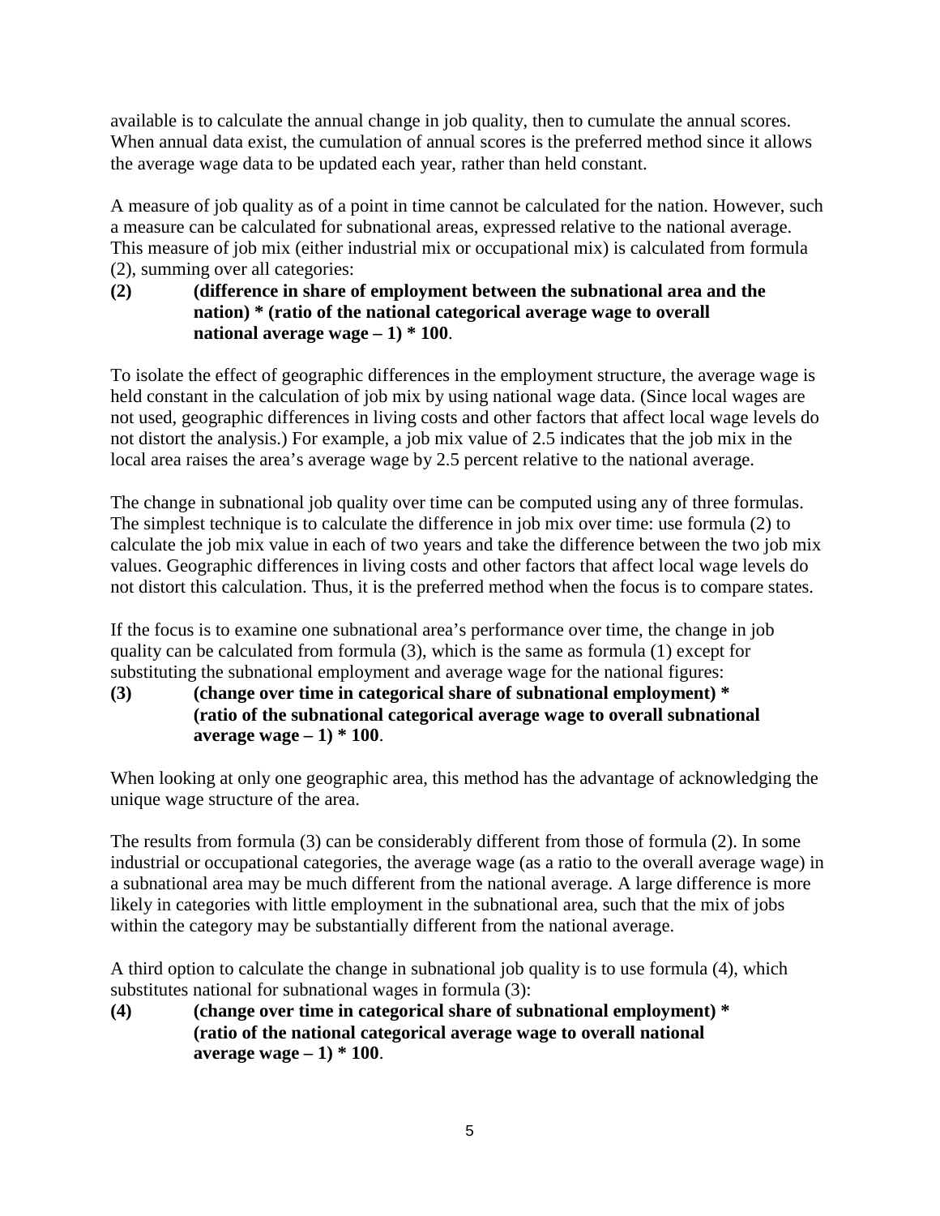available is to calculate the annual change in job quality, then to cumulate the annual scores. When annual data exist, the cumulation of annual scores is the preferred method since it allows the average wage data to be updated each year, rather than held constant.

A measure of job quality as of a point in time cannot be calculated for the nation. However, such a measure can be calculated for subnational areas, expressed relative to the national average. This measure of job mix (either industrial mix or occupational mix) is calculated from formula (2), summing over all categories:

**(2)** **(difference in share of employment between the subnational area and the nation) * (ratio of the national categorical average wage to overall national average wage – 1) * 100**.

To isolate the effect of geographic differences in the employment structure, the average wage is held constant in the calculation of job mix by using national wage data. (Since local wages are not used, geographic differences in living costs and other factors that affect local wage levels do not distort the analysis.) For example, a job mix value of 2.5 indicates that the job mix in the local area raises the area's average wage by 2.5 percent relative to the national average.

The change in subnational job quality over time can be computed using any of three formulas. The simplest technique is to calculate the difference in job mix over time: use formula (2) to calculate the job mix value in each of two years and take the difference between the two job mix values. Geographic differences in living costs and other factors that affect local wage levels do not distort this calculation. Thus, it is the preferred method when the focus is to compare states.

If the focus is to examine one subnational area's performance over time, the change in job quality can be calculated from formula (3), which is the same as formula (1) except for substituting the subnational employment and average wage for the national figures:

**(3)** **(change over time in categorical share of subnational employment) * (ratio of the subnational categorical average wage to overall subnational average wage – 1) * 100**.

When looking at only one geographic area, this method has the advantage of acknowledging the unique wage structure of the area.

The results from formula (3) can be considerably different from those of formula (2). In some industrial or occupational categories, the average wage (as a ratio to the overall average wage) in a subnational area may be much different from the national average. A large difference is more likely in categories with little employment in the subnational area, such that the mix of jobs within the category may be substantially different from the national average.

A third option to calculate the change in subnational job quality is to use formula (4), which substitutes national for subnational wages in formula (3):

**(4)** **(change over time in categorical share of subnational employment) * (ratio of the national categorical average wage to overall national average wage – 1) * 100**.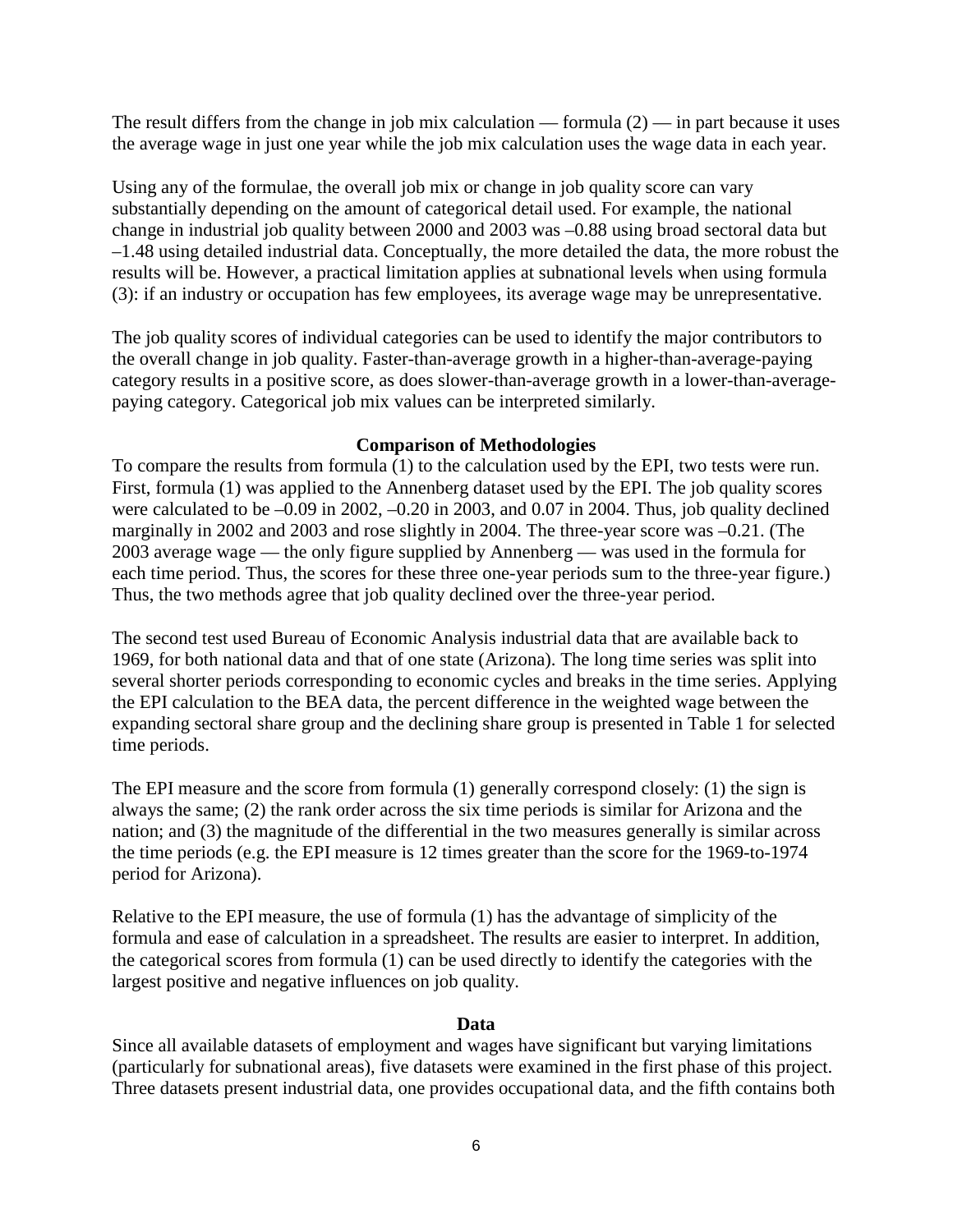The result differs from the change in job mix calculation — formula (2) — in part because it uses the average wage in just one year while the job mix calculation uses the wage data in each year.

Using any of the formulae, the overall job mix or change in job quality score can vary substantially depending on the amount of categorical detail used. For example, the national change in industrial job quality between 2000 and 2003 was –0.88 using broad sectoral data but –1.48 using detailed industrial data. Conceptually, the more detailed the data, the more robust the results will be. However, a practical limitation applies at subnational levels when using formula (3): if an industry or occupation has few employees, its average wage may be unrepresentative.

The job quality scores of individual categories can be used to identify the major contributors to the overall change in job quality. Faster-than-average growth in a higher-than-average-paying category results in a positive score, as does slower-than-average growth in a lower-than-average-paying category. Categorical job mix values can be interpreted similarly.

## Comparison of Methodologies

To compare the results from formula (1) to the calculation used by the EPI, two tests were run. First, formula (1) was applied to the Annenberg dataset used by the EPI. The job quality scores were calculated to be –0.09 in 2002, –0.20 in 2003, and 0.07 in 2004. Thus, job quality declined marginally in 2002 and 2003 and rose slightly in 2004. The three-year score was –0.21. (The 2003 average wage — the only figure supplied by Annenberg — was used in the formula for each time period. Thus, the scores for these three one-year periods sum to the three-year figure.) Thus, the two methods agree that job quality declined over the three-year period.

The second test used Bureau of Economic Analysis industrial data that are available back to 1969, for both national data and that of one state (Arizona). The long time series was split into several shorter periods corresponding to economic cycles and breaks in the time series. Applying the EPI calculation to the BEA data, the percent difference in the weighted wage between the expanding sectoral share group and the declining share group is presented in Table 1 for selected time periods.

The EPI measure and the score from formula (1) generally correspond closely: (1) the sign is always the same; (2) the rank order across the six time periods is similar for Arizona and the nation; and (3) the magnitude of the differential in the two measures generally is similar across the time periods (e.g. the EPI measure is 12 times greater than the score for the 1969-to-1974 period for Arizona).

Relative to the EPI measure, the use of formula (1) has the advantage of simplicity of the formula and ease of calculation in a spreadsheet. The results are easier to interpret. In addition, the categorical scores from formula (1) can be used directly to identify the categories with the largest positive and negative influences on job quality.

## Data

Since all available datasets of employment and wages have significant but varying limitations (particularly for subnational areas), five datasets were examined in the first phase of this project. Three datasets present industrial data, one provides occupational data, and the fifth contains both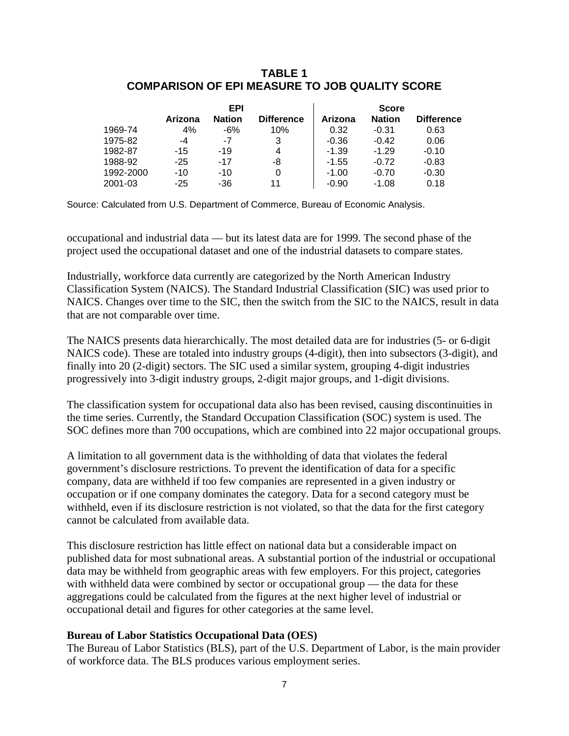**TABLE 1**
**COMPARISON OF EPI MEASURE TO JOB QUALITY SCORE**

| | EPI | | | Score | | |
|---|---|---|---|---|---|---|
| | Arizona | Nation | Difference | Arizona | Nation | Difference |
| 1969-74 | 4% | -6% | 10% | 0.32 | -0.31 | 0.63 |
| 1975-82 | -4 | -7 | 3 | -0.36 | -0.42 | 0.06 |
| 1982-87 | -15 | -19 | 4 | -1.39 | -1.29 | -0.10 |
| 1988-92 | -25 | -17 | -8 | -1.55 | -0.72 | -0.83 |
| 1992-2000 | -10 | -10 | 0 | -1.00 | -0.70 | -0.30 |
| 2001-03 | -25 | -36 | 11 | -0.90 | -1.08 | 0.18 |

Source: Calculated from U.S. Department of Commerce, Bureau of Economic Analysis.

occupational and industrial data — but its latest data are for 1999. The second phase of the project used the occupational dataset and one of the industrial datasets to compare states.

Industrially, workforce data currently are categorized by the North American Industry Classification System (NAICS). The Standard Industrial Classification (SIC) was used prior to NAICS. Changes over time to the SIC, then the switch from the SIC to the NAICS, result in data that are not comparable over time.

The NAICS presents data hierarchically. The most detailed data are for industries (5- or 6-digit NAICS code). These are totaled into industry groups (4-digit), then into subsectors (3-digit), and finally into 20 (2-digit) sectors. The SIC used a similar system, grouping 4-digit industries progressively into 3-digit industry groups, 2-digit major groups, and 1-digit divisions.

The classification system for occupational data also has been revised, causing discontinuities in the time series. Currently, the Standard Occupation Classification (SOC) system is used. The SOC defines more than 700 occupations, which are combined into 22 major occupational groups.

A limitation to all government data is the withholding of data that violates the federal government's disclosure restrictions. To prevent the identification of data for a specific company, data are withheld if too few companies are represented in a given industry or occupation or if one company dominates the category. Data for a second category must be withheld, even if its disclosure restriction is not violated, so that the data for the first category cannot be calculated from available data.

This disclosure restriction has little effect on national data but a considerable impact on published data for most subnational areas. A substantial portion of the industrial or occupational data may be withheld from geographic areas with few employers. For this project, categories with withheld data were combined by sector or occupational group — the data for these aggregations could be calculated from the figures at the next higher level of industrial or occupational detail and figures for other categories at the same level.

**Bureau of Labor Statistics Occupational Data (OES)**

The Bureau of Labor Statistics (BLS), part of the U.S. Department of Labor, is the main provider of workforce data. The BLS produces various employment series.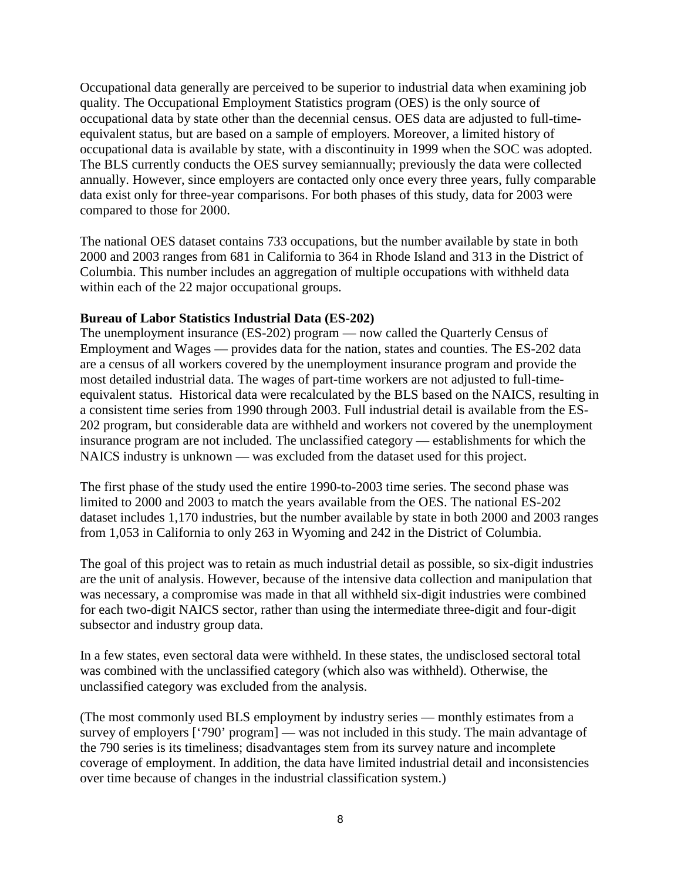Occupational data generally are perceived to be superior to industrial data when examining job quality. The Occupational Employment Statistics program (OES) is the only source of occupational data by state other than the decennial census. OES data are adjusted to full-time-equivalent status, but are based on a sample of employers. Moreover, a limited history of occupational data is available by state, with a discontinuity in 1999 when the SOC was adopted. The BLS currently conducts the OES survey semiannually; previously the data were collected annually. However, since employers are contacted only once every three years, fully comparable data exist only for three-year comparisons. For both phases of this study, data for 2003 were compared to those for 2000.

The national OES dataset contains 733 occupations, but the number available by state in both 2000 and 2003 ranges from 681 in California to 364 in Rhode Island and 313 in the District of Columbia. This number includes an aggregation of multiple occupations with withheld data within each of the 22 major occupational groups.

**Bureau of Labor Statistics Industrial Data (ES-202)**

The unemployment insurance (ES-202) program — now called the Quarterly Census of Employment and Wages — provides data for the nation, states and counties. The ES-202 data are a census of all workers covered by the unemployment insurance program and provide the most detailed industrial data. The wages of part-time workers are not adjusted to full-time-equivalent status. Historical data were recalculated by the BLS based on the NAICS, resulting in a consistent time series from 1990 through 2003. Full industrial detail is available from the ES-202 program, but considerable data are withheld and workers not covered by the unemployment insurance program are not included. The unclassified category — establishments for which the NAICS industry is unknown — was excluded from the dataset used for this project.

The first phase of the study used the entire 1990-to-2003 time series. The second phase was limited to 2000 and 2003 to match the years available from the OES. The national ES-202 dataset includes 1,170 industries, but the number available by state in both 2000 and 2003 ranges from 1,053 in California to only 263 in Wyoming and 242 in the District of Columbia.

The goal of this project was to retain as much industrial detail as possible, so six-digit industries are the unit of analysis. However, because of the intensive data collection and manipulation that was necessary, a compromise was made in that all withheld six-digit industries were combined for each two-digit NAICS sector, rather than using the intermediate three-digit and four-digit subsector and industry group data.

In a few states, even sectoral data were withheld. In these states, the undisclosed sectoral total was combined with the unclassified category (which also was withheld). Otherwise, the unclassified category was excluded from the analysis.

(The most commonly used BLS employment by industry series — monthly estimates from a survey of employers ['790' program] — was not included in this study. The main advantage of the 790 series is its timeliness; disadvantages stem from its survey nature and incomplete coverage of employment. In addition, the data have limited industrial detail and inconsistencies over time because of changes in the industrial classification system.)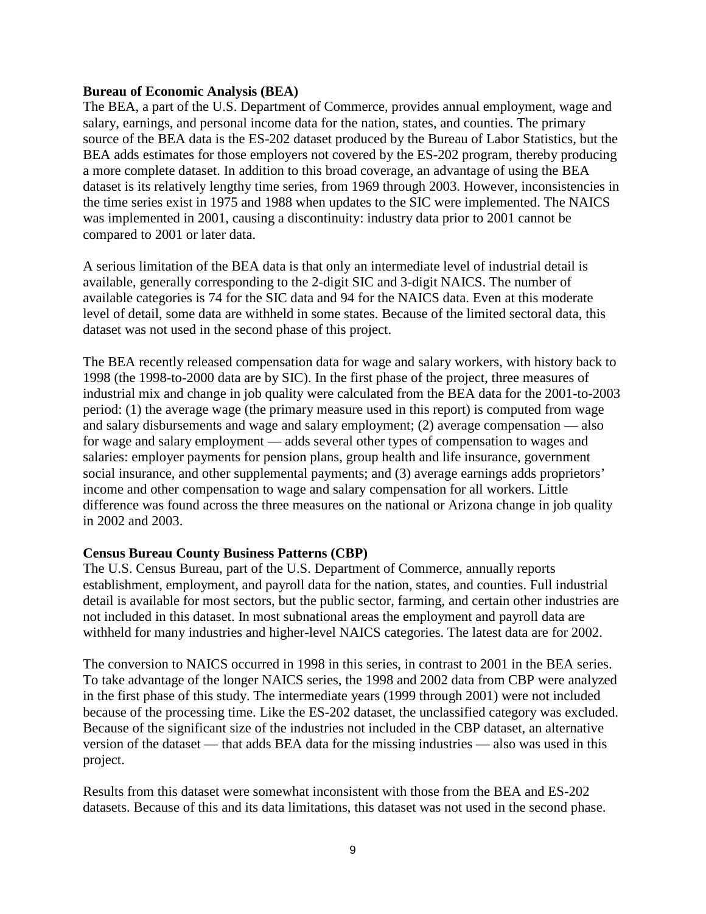**Bureau of Economic Analysis (BEA)**

The BEA, a part of the U.S. Department of Commerce, provides annual employment, wage and salary, earnings, and personal income data for the nation, states, and counties. The primary source of the BEA data is the ES-202 dataset produced by the Bureau of Labor Statistics, but the BEA adds estimates for those employers not covered by the ES-202 program, thereby producing a more complete dataset. In addition to this broad coverage, an advantage of using the BEA dataset is its relatively lengthy time series, from 1969 through 2003. However, inconsistencies in the time series exist in 1975 and 1988 when updates to the SIC were implemented. The NAICS was implemented in 2001, causing a discontinuity: industry data prior to 2001 cannot be compared to 2001 or later data.

A serious limitation of the BEA data is that only an intermediate level of industrial detail is available, generally corresponding to the 2-digit SIC and 3-digit NAICS. The number of available categories is 74 for the SIC data and 94 for the NAICS data. Even at this moderate level of detail, some data are withheld in some states. Because of the limited sectoral data, this dataset was not used in the second phase of this project.

The BEA recently released compensation data for wage and salary workers, with history back to 1998 (the 1998-to-2000 data are by SIC). In the first phase of the project, three measures of industrial mix and change in job quality were calculated from the BEA data for the 2001-to-2003 period: (1) the average wage (the primary measure used in this report) is computed from wage and salary disbursements and wage and salary employment; (2) average compensation — also for wage and salary employment — adds several other types of compensation to wages and salaries: employer payments for pension plans, group health and life insurance, government social insurance, and other supplemental payments; and (3) average earnings adds proprietors' income and other compensation to wage and salary compensation for all workers. Little difference was found across the three measures on the national or Arizona change in job quality in 2002 and 2003.

**Census Bureau County Business Patterns (CBP)**

The U.S. Census Bureau, part of the U.S. Department of Commerce, annually reports establishment, employment, and payroll data for the nation, states, and counties. Full industrial detail is available for most sectors, but the public sector, farming, and certain other industries are not included in this dataset. In most subnational areas the employment and payroll data are withheld for many industries and higher-level NAICS categories. The latest data are for 2002.

The conversion to NAICS occurred in 1998 in this series, in contrast to 2001 in the BEA series. To take advantage of the longer NAICS series, the 1998 and 2002 data from CBP were analyzed in the first phase of this study. The intermediate years (1999 through 2001) were not included because of the processing time. Like the ES-202 dataset, the unclassified category was excluded. Because of the significant size of the industries not included in the CBP dataset, an alternative version of the dataset — that adds BEA data for the missing industries — also was used in this project.

Results from this dataset were somewhat inconsistent with those from the BEA and ES-202 datasets. Because of this and its data limitations, this dataset was not used in the second phase.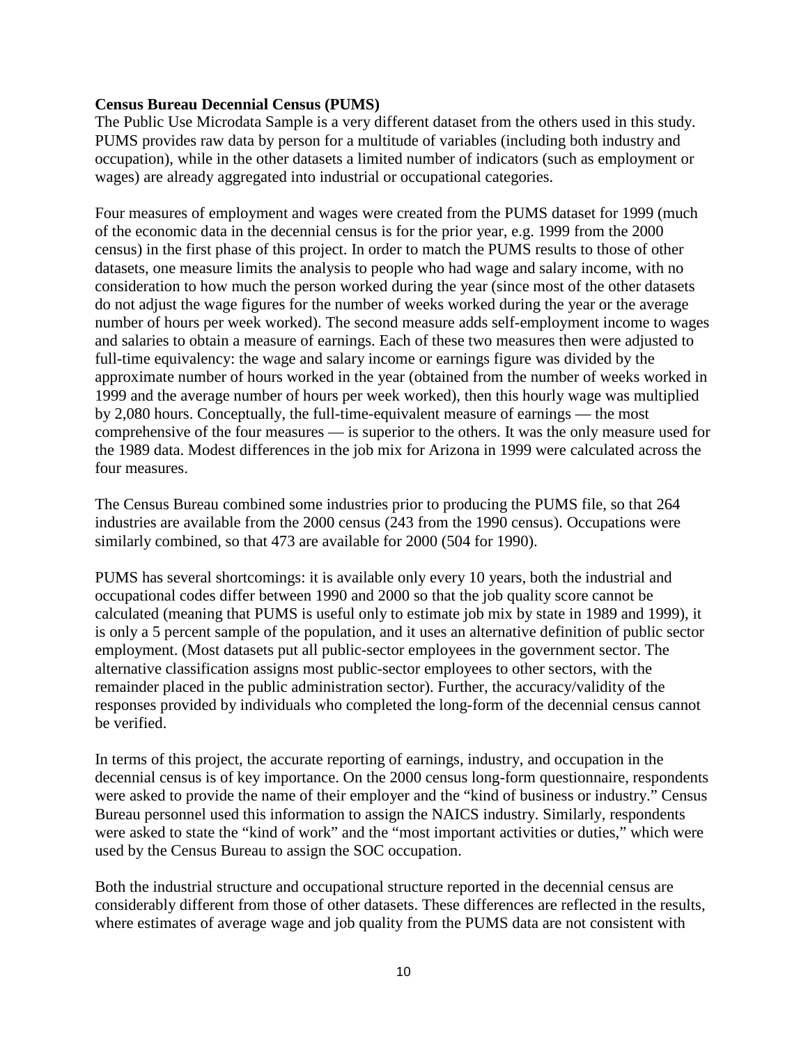**Census Bureau Decennial Census (PUMS)**

The Public Use Microdata Sample is a very different dataset from the others used in this study. PUMS provides raw data by person for a multitude of variables (including both industry and occupation), while in the other datasets a limited number of indicators (such as employment or wages) are already aggregated into industrial or occupational categories.

Four measures of employment and wages were created from the PUMS dataset for 1999 (much of the economic data in the decennial census is for the prior year, e.g. 1999 from the 2000 census) in the first phase of this project. In order to match the PUMS results to those of other datasets, one measure limits the analysis to people who had wage and salary income, with no consideration to how much the person worked during the year (since most of the other datasets do not adjust the wage figures for the number of weeks worked during the year or the average number of hours per week worked). The second measure adds self-employment income to wages and salaries to obtain a measure of earnings. Each of these two measures then were adjusted to full-time equivalency: the wage and salary income or earnings figure was divided by the approximate number of hours worked in the year (obtained from the number of weeks worked in 1999 and the average number of hours per week worked), then this hourly wage was multiplied by 2,080 hours. Conceptually, the full-time-equivalent measure of earnings — the most comprehensive of the four measures — is superior to the others. It was the only measure used for the 1989 data. Modest differences in the job mix for Arizona in 1999 were calculated across the four measures.

The Census Bureau combined some industries prior to producing the PUMS file, so that 264 industries are available from the 2000 census (243 from the 1990 census). Occupations were similarly combined, so that 473 are available for 2000 (504 for 1990).

PUMS has several shortcomings: it is available only every 10 years, both the industrial and occupational codes differ between 1990 and 2000 so that the job quality score cannot be calculated (meaning that PUMS is useful only to estimate job mix by state in 1989 and 1999), it is only a 5 percent sample of the population, and it uses an alternative definition of public sector employment. (Most datasets put all public-sector employees in the government sector. The alternative classification assigns most public-sector employees to other sectors, with the remainder placed in the public administration sector). Further, the accuracy/validity of the responses provided by individuals who completed the long-form of the decennial census cannot be verified.

In terms of this project, the accurate reporting of earnings, industry, and occupation in the decennial census is of key importance. On the 2000 census long-form questionnaire, respondents were asked to provide the name of their employer and the "kind of business or industry." Census Bureau personnel used this information to assign the NAICS industry. Similarly, respondents were asked to state the "kind of work" and the "most important activities or duties," which were used by the Census Bureau to assign the SOC occupation.

Both the industrial structure and occupational structure reported in the decennial census are considerably different from those of other datasets. These differences are reflected in the results, where estimates of average wage and job quality from the PUMS data are not consistent with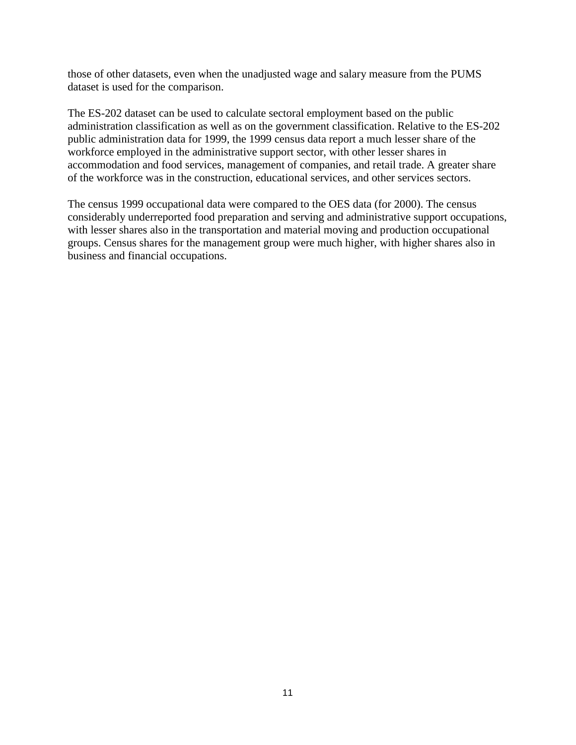those of other datasets, even when the unadjusted wage and salary measure from the PUMS dataset is used for the comparison.

The ES-202 dataset can be used to calculate sectoral employment based on the public administration classification as well as on the government classification. Relative to the ES-202 public administration data for 1999, the 1999 census data report a much lesser share of the workforce employed in the administrative support sector, with other lesser shares in accommodation and food services, management of companies, and retail trade. A greater share of the workforce was in the construction, educational services, and other services sectors.

The census 1999 occupational data were compared to the OES data (for 2000). The census considerably underreported food preparation and serving and administrative support occupations, with lesser shares also in the transportation and material moving and production occupational groups. Census shares for the management group were much higher, with higher shares also in business and financial occupations.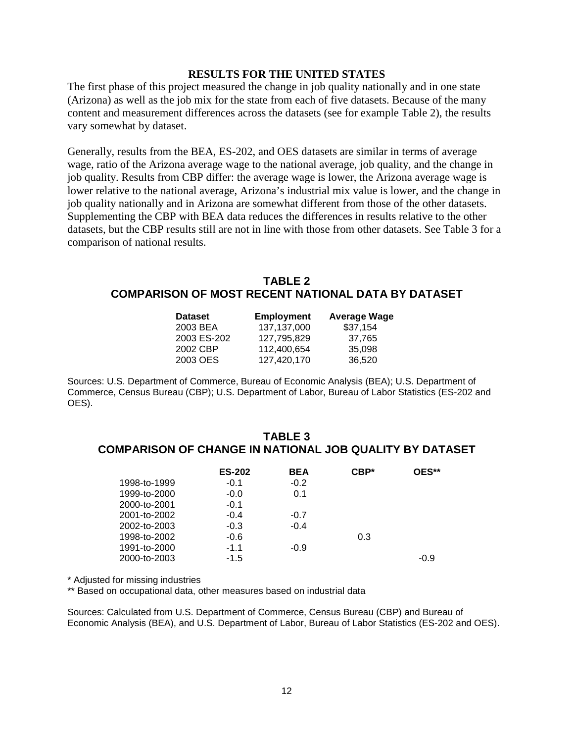## RESULTS FOR THE UNITED STATES

The first phase of this project measured the change in job quality nationally and in one state (Arizona) as well as the job mix for the state from each of five datasets. Because of the many content and measurement differences across the datasets (see for example Table 2), the results vary somewhat by dataset.

Generally, results from the BEA, ES-202, and OES datasets are similar in terms of average wage, ratio of the Arizona average wage to the national average, job quality, and the change in job quality. Results from CBP differ: the average wage is lower, the Arizona average wage is lower relative to the national average, Arizona's industrial mix value is lower, and the change in job quality nationally and in Arizona are somewhat different from those of the other datasets. Supplementing the CBP with BEA data reduces the differences in results relative to the other datasets, but the CBP results still are not in line with those from other datasets. See Table 3 for a comparison of national results.

### TABLE 2
### COMPARISON OF MOST RECENT NATIONAL DATA BY DATASET

| Dataset | Employment | Average Wage |
|---|---|---|
| 2003 BEA | 137,137,000 | $37,154 |
| 2003 ES-202 | 127,795,829 | 37,765 |
| 2002 CBP | 112,400,654 | 35,098 |
| 2003 OES | 127,420,170 | 36,520 |

Sources: U.S. Department of Commerce, Bureau of Economic Analysis (BEA); U.S. Department of Commerce, Census Bureau (CBP); U.S. Department of Labor, Bureau of Labor Statistics (ES-202 and OES).

### TABLE 3
### COMPARISON OF CHANGE IN NATIONAL JOB QUALITY BY DATASET

| | ES-202 | BEA | CBP* | OES** |
|---|---|---|---|---|
| 1998-to-1999 | -0.1 | -0.2 | | |
| 1999-to-2000 | -0.0 | 0.1 | | |
| 2000-to-2001 | -0.1 | | | |
| 2001-to-2002 | -0.4 | -0.7 | | |
| 2002-to-2003 | -0.3 | -0.4 | | |
| 1998-to-2002 | -0.6 | | 0.3 | |
| 1991-to-2000 | -1.1 | -0.9 | | |
| 2000-to-2003 | -1.5 | | | -0.9 |

\* Adjusted for missing industries

\** Based on occupational data, other measures based on industrial data

Sources: Calculated from U.S. Department of Commerce, Census Bureau (CBP) and Bureau of Economic Analysis (BEA), and U.S. Department of Labor, Bureau of Labor Statistics (ES-202 and OES).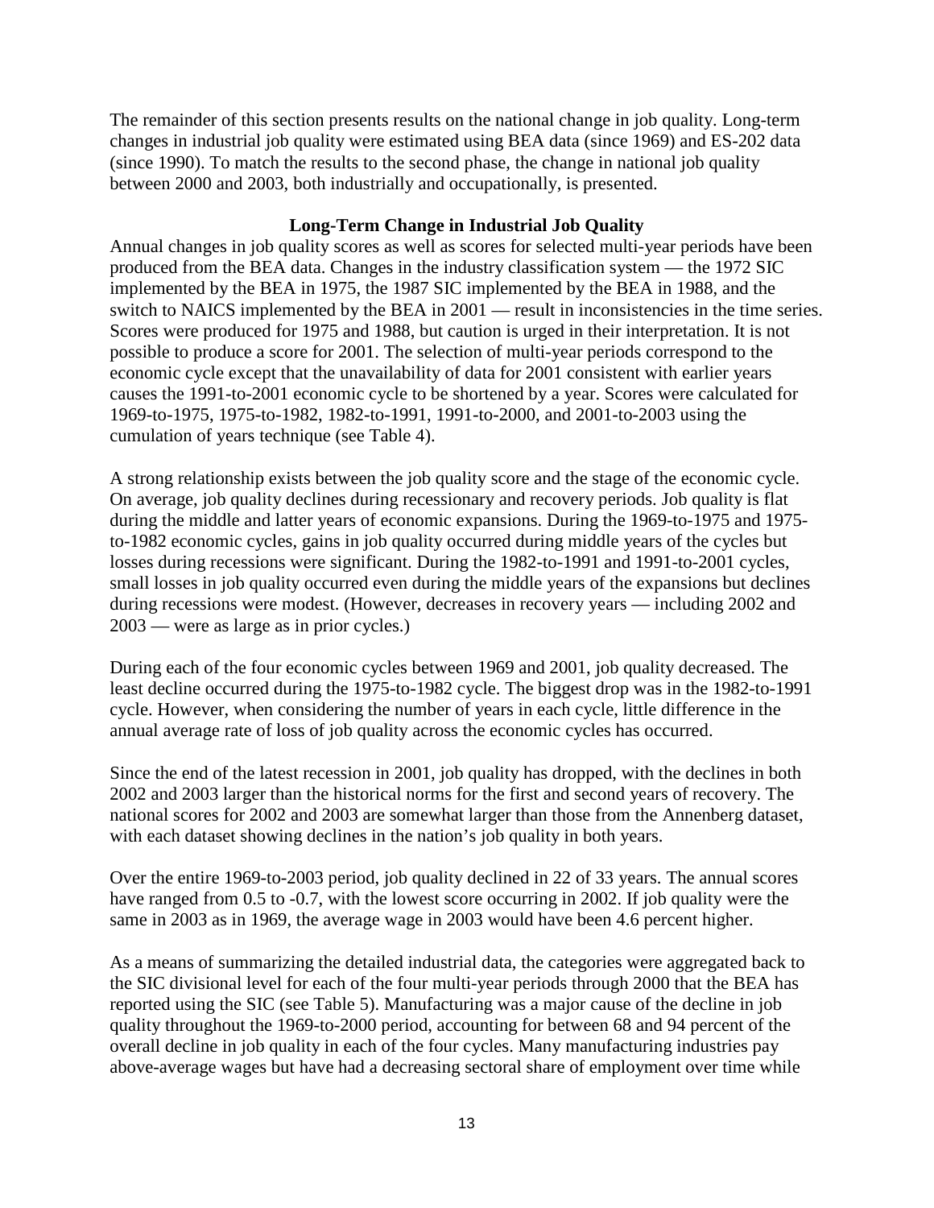The remainder of this section presents results on the national change in job quality. Long-term changes in industrial job quality were estimated using BEA data (since 1969) and ES-202 data (since 1990). To match the results to the second phase, the change in national job quality between 2000 and 2003, both industrially and occupationally, is presented.

### Long-Term Change in Industrial Job Quality

Annual changes in job quality scores as well as scores for selected multi-year periods have been produced from the BEA data. Changes in the industry classification system — the 1972 SIC implemented by the BEA in 1975, the 1987 SIC implemented by the BEA in 1988, and the switch to NAICS implemented by the BEA in 2001 — result in inconsistencies in the time series. Scores were produced for 1975 and 1988, but caution is urged in their interpretation. It is not possible to produce a score for 2001. The selection of multi-year periods correspond to the economic cycle except that the unavailability of data for 2001 consistent with earlier years causes the 1991-to-2001 economic cycle to be shortened by a year. Scores were calculated for 1969-to-1975, 1975-to-1982, 1982-to-1991, 1991-to-2000, and 2001-to-2003 using the cumulation of years technique (see Table 4).

A strong relationship exists between the job quality score and the stage of the economic cycle. On average, job quality declines during recessionary and recovery periods. Job quality is flat during the middle and latter years of economic expansions. During the 1969-to-1975 and 1975-to-1982 economic cycles, gains in job quality occurred during middle years of the cycles but losses during recessions were significant. During the 1982-to-1991 and 1991-to-2001 cycles, small losses in job quality occurred even during the middle years of the expansions but declines during recessions were modest. (However, decreases in recovery years — including 2002 and 2003 — were as large as in prior cycles.)

During each of the four economic cycles between 1969 and 2001, job quality decreased. The least decline occurred during the 1975-to-1982 cycle. The biggest drop was in the 1982-to-1991 cycle. However, when considering the number of years in each cycle, little difference in the annual average rate of loss of job quality across the economic cycles has occurred.

Since the end of the latest recession in 2001, job quality has dropped, with the declines in both 2002 and 2003 larger than the historical norms for the first and second years of recovery. The national scores for 2002 and 2003 are somewhat larger than those from the Annenberg dataset, with each dataset showing declines in the nation's job quality in both years.

Over the entire 1969-to-2003 period, job quality declined in 22 of 33 years. The annual scores have ranged from 0.5 to -0.7, with the lowest score occurring in 2002. If job quality were the same in 2003 as in 1969, the average wage in 2003 would have been 4.6 percent higher.

As a means of summarizing the detailed industrial data, the categories were aggregated back to the SIC divisional level for each of the four multi-year periods through 2000 that the BEA has reported using the SIC (see Table 5). Manufacturing was a major cause of the decline in job quality throughout the 1969-to-2000 period, accounting for between 68 and 94 percent of the overall decline in job quality in each of the four cycles. Many manufacturing industries pay above-average wages but have had a decreasing sectoral share of employment over time while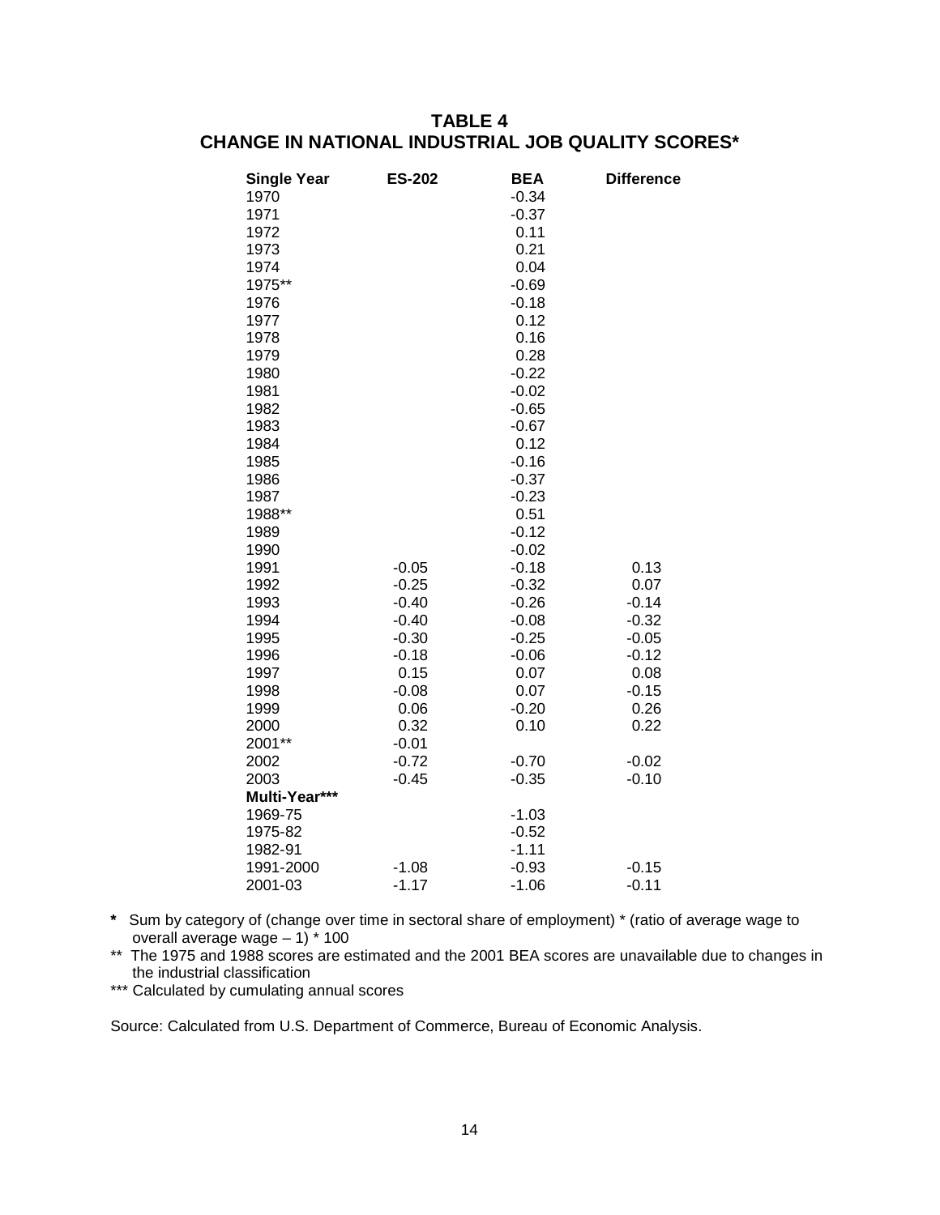## TABLE 4
## CHANGE IN NATIONAL INDUSTRIAL JOB QUALITY SCORES*

| Single Year | ES-202 | BEA | Difference |
|---|---|---|---|
| 1970 | | -0.34 | |
| 1971 | | -0.37 | |
| 1972 | | 0.11 | |
| 1973 | | 0.21 | |
| 1974 | | 0.04 | |
| 1975** | | -0.69 | |
| 1976 | | -0.18 | |
| 1977 | | 0.12 | |
| 1978 | | 0.16 | |
| 1979 | | 0.28 | |
| 1980 | | -0.22 | |
| 1981 | | -0.02 | |
| 1982 | | -0.65 | |
| 1983 | | -0.67 | |
| 1984 | | 0.12 | |
| 1985 | | -0.16 | |
| 1986 | | -0.37 | |
| 1987 | | -0.23 | |
| 1988** | | 0.51 | |
| 1989 | | -0.12 | |
| 1990 | | -0.02 | |
| 1991 | -0.05 | -0.18 | 0.13 |
| 1992 | -0.25 | -0.32 | 0.07 |
| 1993 | -0.40 | -0.26 | -0.14 |
| 1994 | -0.40 | -0.08 | -0.32 |
| 1995 | -0.30 | -0.25 | -0.05 |
| 1996 | -0.18 | -0.06 | -0.12 |
| 1997 | 0.15 | 0.07 | 0.08 |
| 1998 | -0.08 | 0.07 | -0.15 |
| 1999 | 0.06 | -0.20 | 0.26 |
| 2000 | 0.32 | 0.10 | 0.22 |
| 2001** | -0.01 | | |
| 2002 | -0.72 | -0.70 | -0.02 |
| 2003 | -0.45 | -0.35 | -0.10 |
| **Multi-Year*** ** | | | |
| 1969-75 | | -1.03 | |
| 1975-82 | | -0.52 | |
| 1982-91 | | -1.11 | |
| 1991-2000 | -1.08 | -0.93 | -0.15 |
| 2001-03 | -1.17 | -1.06 | -0.11 |

\* Sum by category of (change over time in sectoral share of employment) * (ratio of average wage to overall average wage – 1) * 100

** The 1975 and 1988 scores are estimated and the 2001 BEA scores are unavailable due to changes in the industrial classification

*** Calculated by cumulating annual scores

Source: Calculated from U.S. Department of Commerce, Bureau of Economic Analysis.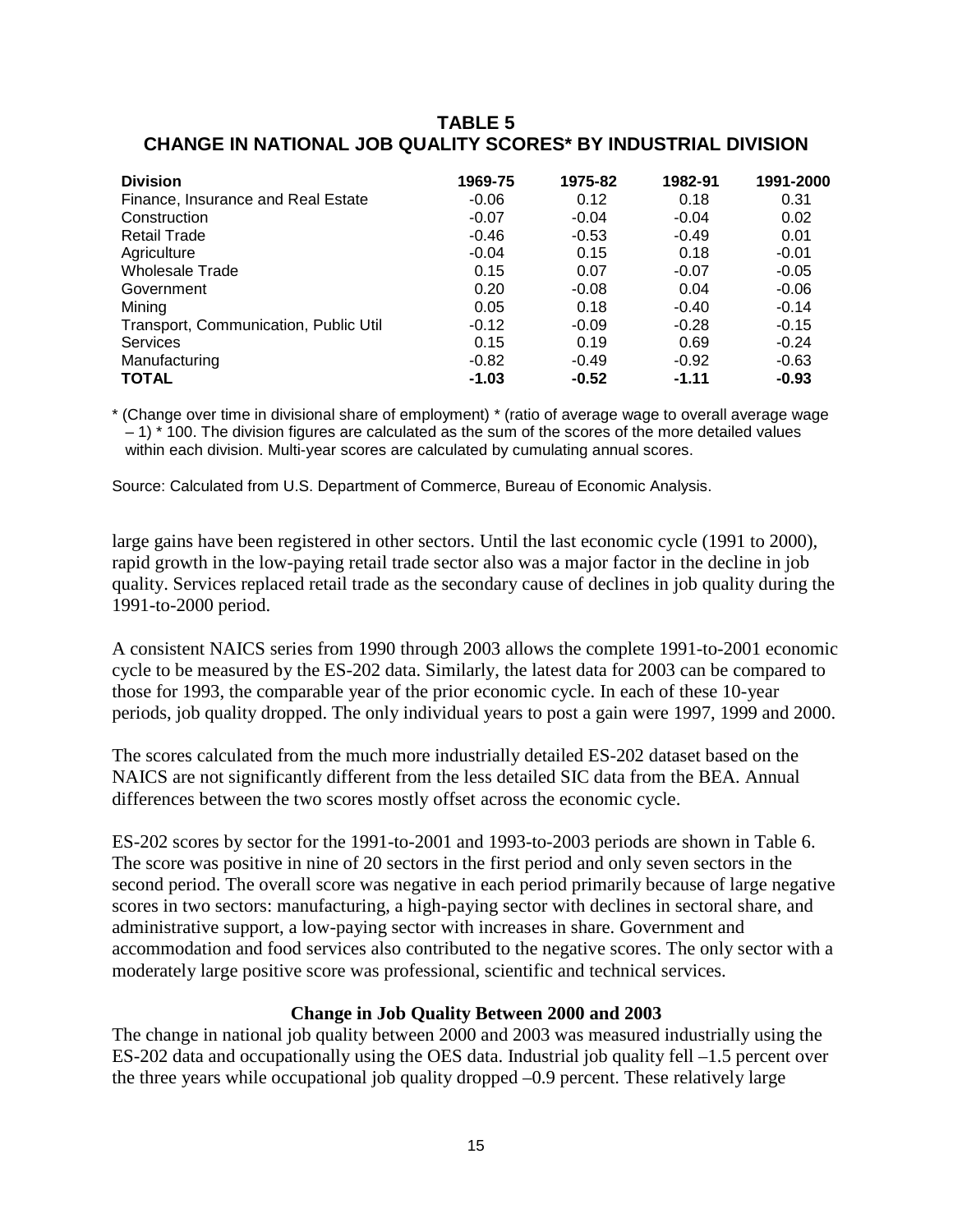## TABLE 5
## CHANGE IN NATIONAL JOB QUALITY SCORES* BY INDUSTRIAL DIVISION

| Division | 1969-75 | 1975-82 | 1982-91 | 1991-2000 |
|---|---|---|---|---|
| Finance, Insurance and Real Estate | -0.06 | 0.12 | 0.18 | 0.31 |
| Construction | -0.07 | -0.04 | -0.04 | 0.02 |
| Retail Trade | -0.46 | -0.53 | -0.49 | 0.01 |
| Agriculture | -0.04 | 0.15 | 0.18 | -0.01 |
| Wholesale Trade | 0.15 | 0.07 | -0.07 | -0.05 |
| Government | 0.20 | -0.08 | 0.04 | -0.06 |
| Mining | 0.05 | 0.18 | -0.40 | -0.14 |
| Transport, Communication, Public Util | -0.12 | -0.09 | -0.28 | -0.15 |
| Services | 0.15 | 0.19 | 0.69 | -0.24 |
| Manufacturing | -0.82 | -0.49 | -0.92 | -0.63 |
| **TOTAL** | **-1.03** | **-0.52** | **-1.11** | **-0.93** |

\* (Change over time in divisional share of employment) * (ratio of average wage to overall average wage – 1) * 100. The division figures are calculated as the sum of the scores of the more detailed values within each division. Multi-year scores are calculated by cumulating annual scores.

Source: Calculated from U.S. Department of Commerce, Bureau of Economic Analysis.

large gains have been registered in other sectors. Until the last economic cycle (1991 to 2000), rapid growth in the low-paying retail trade sector also was a major factor in the decline in job quality. Services replaced retail trade as the secondary cause of declines in job quality during the 1991-to-2000 period.

A consistent NAICS series from 1990 through 2003 allows the complete 1991-to-2001 economic cycle to be measured by the ES-202 data. Similarly, the latest data for 2003 can be compared to those for 1993, the comparable year of the prior economic cycle. In each of these 10-year periods, job quality dropped. The only individual years to post a gain were 1997, 1999 and 2000.

The scores calculated from the much more industrially detailed ES-202 dataset based on the NAICS are not significantly different from the less detailed SIC data from the BEA. Annual differences between the two scores mostly offset across the economic cycle.

ES-202 scores by sector for the 1991-to-2001 and 1993-to-2003 periods are shown in Table 6. The score was positive in nine of 20 sectors in the first period and only seven sectors in the second period. The overall score was negative in each period primarily because of large negative scores in two sectors: manufacturing, a high-paying sector with declines in sectoral share, and administrative support, a low-paying sector with increases in share. Government and accommodation and food services also contributed to the negative scores. The only sector with a moderately large positive score was professional, scientific and technical services.

### Change in Job Quality Between 2000 and 2003

The change in national job quality between 2000 and 2003 was measured industrially using the ES-202 data and occupationally using the OES data. Industrial job quality fell –1.5 percent over the three years while occupational job quality dropped –0.9 percent. These relatively large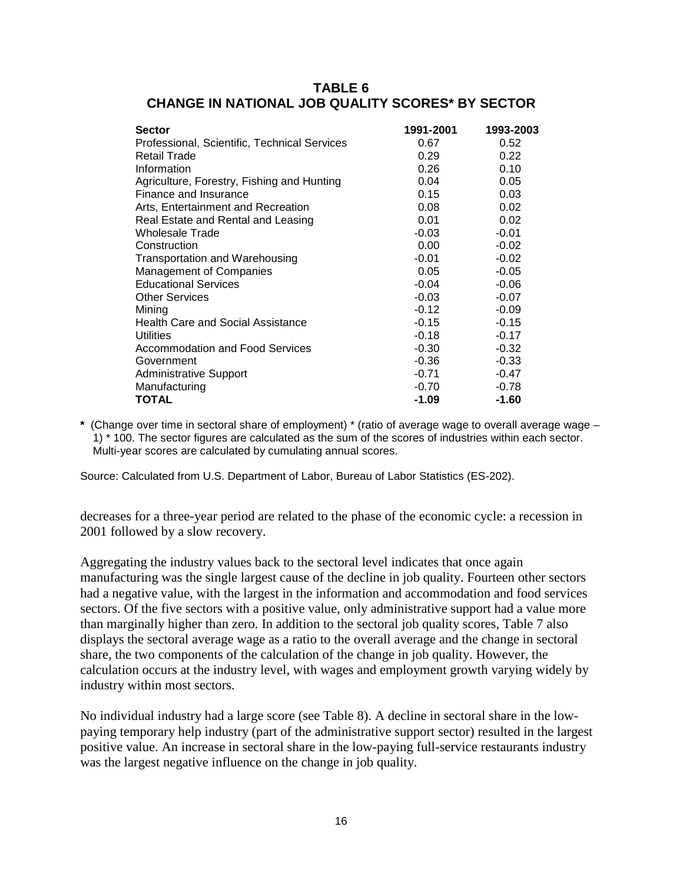## TABLE 6
## CHANGE IN NATIONAL JOB QUALITY SCORES* BY SECTOR

| Sector | 1991-2001 | 1993-2003 |
|---|---|---|
| Professional, Scientific, Technical Services | 0.67 | 0.52 |
| Retail Trade | 0.29 | 0.22 |
| Information | 0.26 | 0.10 |
| Agriculture, Forestry, Fishing and Hunting | 0.04 | 0.05 |
| Finance and Insurance | 0.15 | 0.03 |
| Arts, Entertainment and Recreation | 0.08 | 0.02 |
| Real Estate and Rental and Leasing | 0.01 | 0.02 |
| Wholesale Trade | -0.03 | -0.01 |
| Construction | 0.00 | -0.02 |
| Transportation and Warehousing | -0.01 | -0.02 |
| Management of Companies | 0.05 | -0.05 |
| Educational Services | -0.04 | -0.06 |
| Other Services | -0.03 | -0.07 |
| Mining | -0.12 | -0.09 |
| Health Care and Social Assistance | -0.15 | -0.15 |
| Utilities | -0.18 | -0.17 |
| Accommodation and Food Services | -0.30 | -0.32 |
| Government | -0.36 | -0.33 |
| Administrative Support | -0.71 | -0.47 |
| Manufacturing | -0.70 | -0.78 |
| **TOTAL** | **-1.09** | **-1.60** |

**\*** (Change over time in sectoral share of employment) * (ratio of average wage to overall average wage – 1) * 100. The sector figures are calculated as the sum of the scores of industries within each sector. Multi-year scores are calculated by cumulating annual scores.

Source: Calculated from U.S. Department of Labor, Bureau of Labor Statistics (ES-202).

decreases for a three-year period are related to the phase of the economic cycle: a recession in 2001 followed by a slow recovery.

Aggregating the industry values back to the sectoral level indicates that once again manufacturing was the single largest cause of the decline in job quality. Fourteen other sectors had a negative value, with the largest in the information and accommodation and food services sectors. Of the five sectors with a positive value, only administrative support had a value more than marginally higher than zero. In addition to the sectoral job quality scores, Table 7 also displays the sectoral average wage as a ratio to the overall average and the change in sectoral share, the two components of the calculation of the change in job quality. However, the calculation occurs at the industry level, with wages and employment growth varying widely by industry within most sectors.

No individual industry had a large score (see Table 8). A decline in sectoral share in the low-paying temporary help industry (part of the administrative support sector) resulted in the largest positive value. An increase in sectoral share in the low-paying full-service restaurants industry was the largest negative influence on the change in job quality.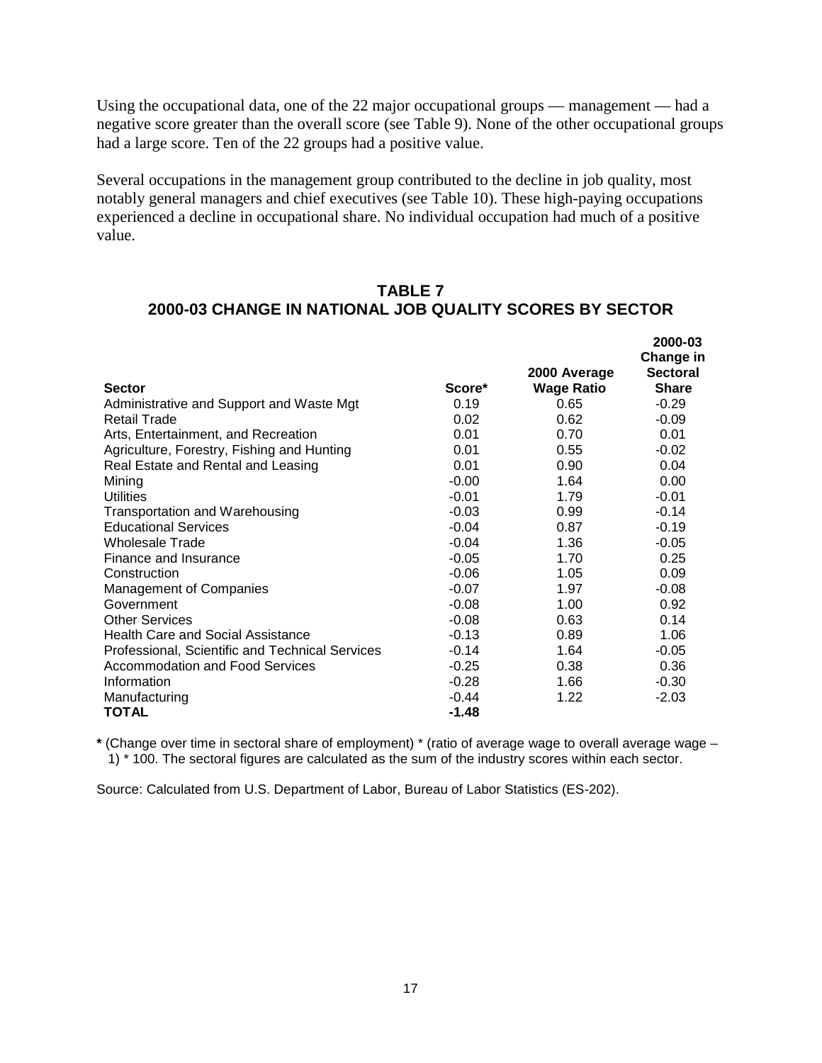Using the occupational data, one of the 22 major occupational groups — management — had a negative score greater than the overall score (see Table 9). None of the other occupational groups had a large score. Ten of the 22 groups had a positive value.

Several occupations in the management group contributed to the decline in job quality, most notably general managers and chief executives (see Table 10). These high-paying occupations experienced a decline in occupational share. No individual occupation had much of a positive value.

## TABLE 7
## 2000-03 CHANGE IN NATIONAL JOB QUALITY SCORES BY SECTOR

| Sector | Score* | 2000 Average Wage Ratio | 2000-03 Change in Sectoral Share |
|---|---|---|---|
| Administrative and Support and Waste Mgt | 0.19 | 0.65 | -0.29 |
| Retail Trade | 0.02 | 0.62 | -0.09 |
| Arts, Entertainment, and Recreation | 0.01 | 0.70 | 0.01 |
| Agriculture, Forestry, Fishing and Hunting | 0.01 | 0.55 | -0.02 |
| Real Estate and Rental and Leasing | 0.01 | 0.90 | 0.04 |
| Mining | -0.00 | 1.64 | 0.00 |
| Utilities | -0.01 | 1.79 | -0.01 |
| Transportation and Warehousing | -0.03 | 0.99 | -0.14 |
| Educational Services | -0.04 | 0.87 | -0.19 |
| Wholesale Trade | -0.04 | 1.36 | -0.05 |
| Finance and Insurance | -0.05 | 1.70 | 0.25 |
| Construction | -0.06 | 1.05 | 0.09 |
| Management of Companies | -0.07 | 1.97 | -0.08 |
| Government | -0.08 | 1.00 | 0.92 |
| Other Services | -0.08 | 0.63 | 0.14 |
| Health Care and Social Assistance | -0.13 | 0.89 | 1.06 |
| Professional, Scientific and Technical Services | -0.14 | 1.64 | -0.05 |
| Accommodation and Food Services | -0.25 | 0.38 | 0.36 |
| Information | -0.28 | 1.66 | -0.30 |
| Manufacturing | -0.44 | 1.22 | -2.03 |
| **TOTAL** | **-1.48** | | |

**\*** (Change over time in sectoral share of employment) * (ratio of average wage to overall average wage – 1) * 100. The sectoral figures are calculated as the sum of the industry scores within each sector.

Source: Calculated from U.S. Department of Labor, Bureau of Labor Statistics (ES-202).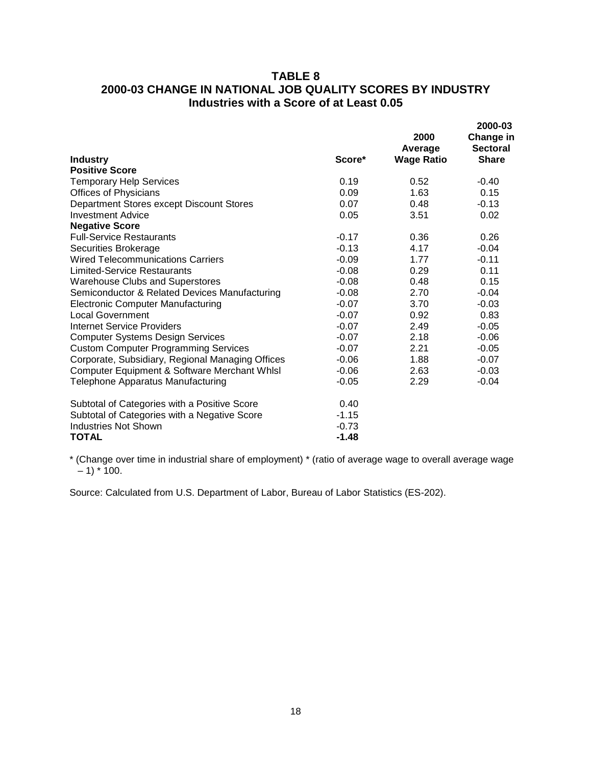## TABLE 8
## 2000-03 CHANGE IN NATIONAL JOB QUALITY SCORES BY INDUSTRY
### Industries with a Score of at Least 0.05

| Industry | Score* | 2000 Average Wage Ratio | 2000-03 Change in Sectoral Share |
|---|---|---|---|
| **Positive Score** | | | |
| Temporary Help Services | 0.19 | 0.52 | -0.40 |
| Offices of Physicians | 0.09 | 1.63 | 0.15 |
| Department Stores except Discount Stores | 0.07 | 0.48 | -0.13 |
| Investment Advice | 0.05 | 3.51 | 0.02 |
| **Negative Score** | | | |
| Full-Service Restaurants | -0.17 | 0.36 | 0.26 |
| Securities Brokerage | -0.13 | 4.17 | -0.04 |
| Wired Telecommunications Carriers | -0.09 | 1.77 | -0.11 |
| Limited-Service Restaurants | -0.08 | 0.29 | 0.11 |
| Warehouse Clubs and Superstores | -0.08 | 0.48 | 0.15 |
| Semiconductor & Related Devices Manufacturing | -0.08 | 2.70 | -0.04 |
| Electronic Computer Manufacturing | -0.07 | 3.70 | -0.03 |
| Local Government | -0.07 | 0.92 | 0.83 |
| Internet Service Providers | -0.07 | 2.49 | -0.05 |
| Computer Systems Design Services | -0.07 | 2.18 | -0.06 |
| Custom Computer Programming Services | -0.07 | 2.21 | -0.05 |
| Corporate, Subsidiary, Regional Managing Offices | -0.06 | 1.88 | -0.07 |
| Computer Equipment & Software Merchant Whlsl | -0.06 | 2.63 | -0.03 |
| Telephone Apparatus Manufacturing | -0.05 | 2.29 | -0.04 |
| Subtotal of Categories with a Positive Score | 0.40 | | |
| Subtotal of Categories with a Negative Score | -1.15 | | |
| Industries Not Shown | -0.73 | | |
| **TOTAL** | **-1.48** | | |

* (Change over time in industrial share of employment) * (ratio of average wage to overall average wage – 1) * 100.

Source: Calculated from U.S. Department of Labor, Bureau of Labor Statistics (ES-202).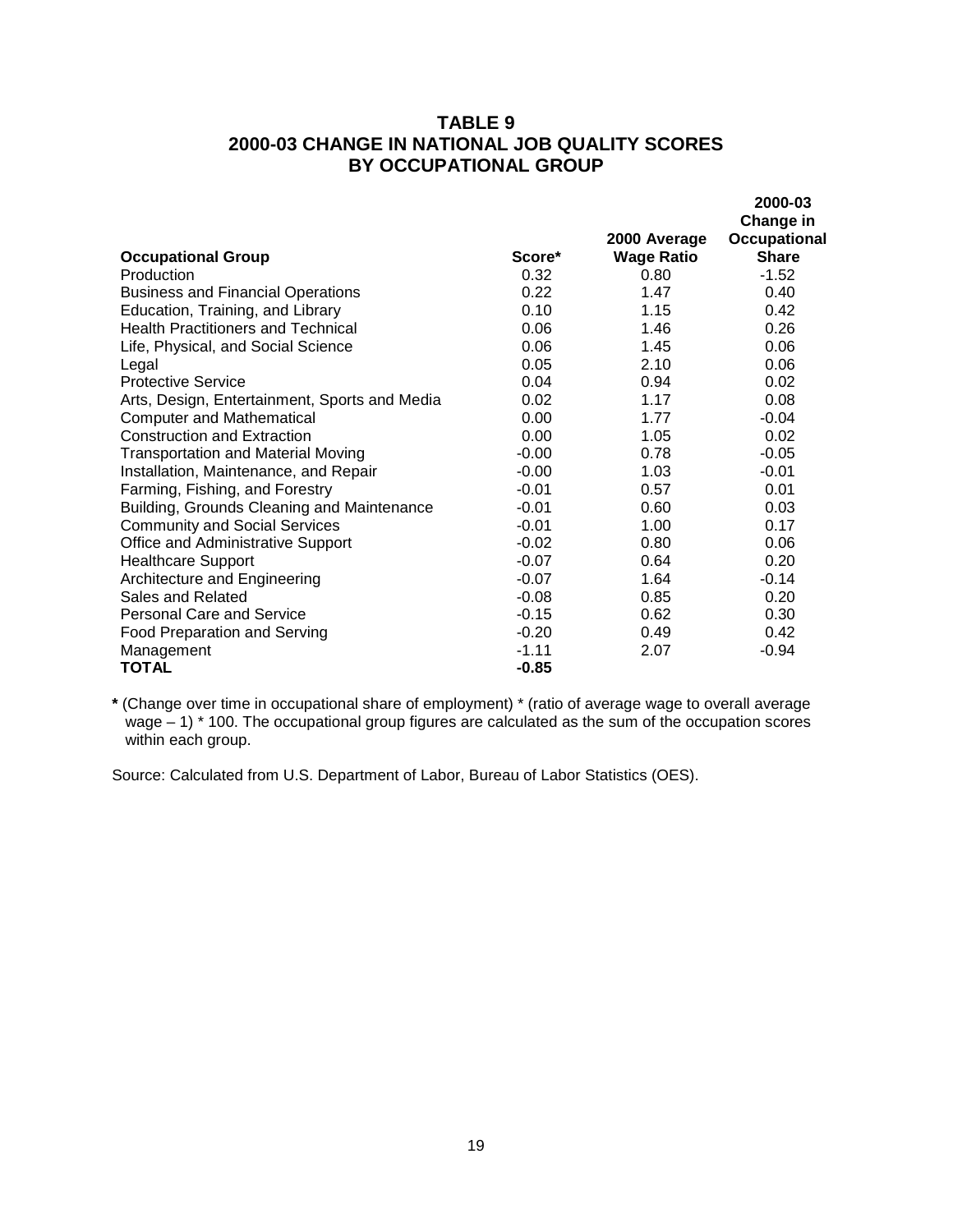# TABLE 9
# 2000-03 CHANGE IN NATIONAL JOB QUALITY SCORES BY OCCUPATIONAL GROUP

| Occupational Group | Score* | 2000 Average Wage Ratio | 2000-03 Change in Occupational Share |
|---|---|---|---|
| Production | 0.32 | 0.80 | -1.52 |
| Business and Financial Operations | 0.22 | 1.47 | 0.40 |
| Education, Training, and Library | 0.10 | 1.15 | 0.42 |
| Health Practitioners and Technical | 0.06 | 1.46 | 0.26 |
| Life, Physical, and Social Science | 0.06 | 1.45 | 0.06 |
| Legal | 0.05 | 2.10 | 0.06 |
| Protective Service | 0.04 | 0.94 | 0.02 |
| Arts, Design, Entertainment, Sports and Media | 0.02 | 1.17 | 0.08 |
| Computer and Mathematical | 0.00 | 1.77 | -0.04 |
| Construction and Extraction | 0.00 | 1.05 | 0.02 |
| Transportation and Material Moving | -0.00 | 0.78 | -0.05 |
| Installation, Maintenance, and Repair | -0.00 | 1.03 | -0.01 |
| Farming, Fishing, and Forestry | -0.01 | 0.57 | 0.01 |
| Building, Grounds Cleaning and Maintenance | -0.01 | 0.60 | 0.03 |
| Community and Social Services | -0.01 | 1.00 | 0.17 |
| Office and Administrative Support | -0.02 | 0.80 | 0.06 |
| Healthcare Support | -0.07 | 0.64 | 0.20 |
| Architecture and Engineering | -0.07 | 1.64 | -0.14 |
| Sales and Related | -0.08 | 0.85 | 0.20 |
| Personal Care and Service | -0.15 | 0.62 | 0.30 |
| Food Preparation and Serving | -0.20 | 0.49 | 0.42 |
| Management | -1.11 | 2.07 | -0.94 |
| **TOTAL** | **-0.85** | | |

**\*** (Change over time in occupational share of employment) * (ratio of average wage to overall average wage – 1) * 100. The occupational group figures are calculated as the sum of the occupation scores within each group.

Source: Calculated from U.S. Department of Labor, Bureau of Labor Statistics (OES).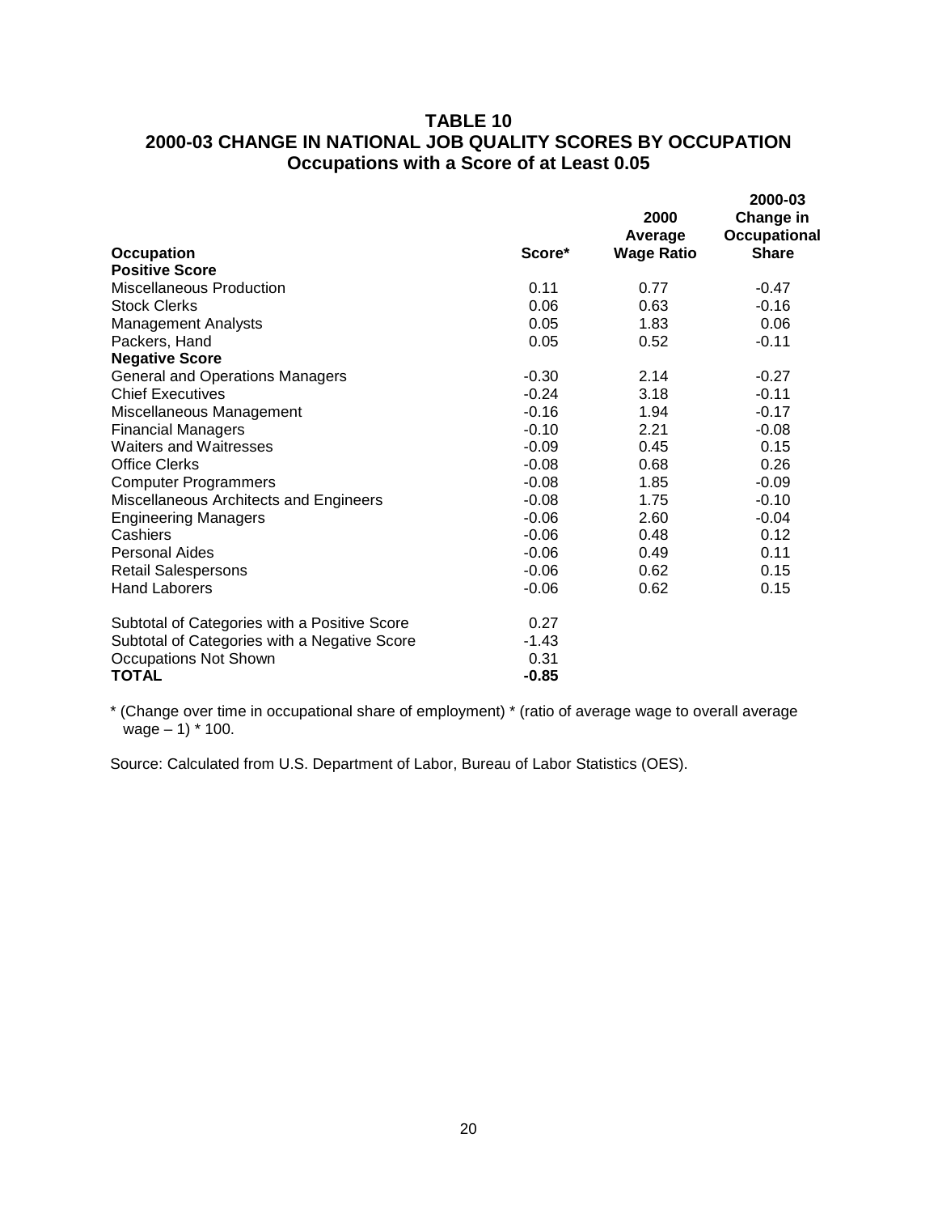## TABLE 10
## 2000-03 CHANGE IN NATIONAL JOB QUALITY SCORES BY OCCUPATION
### Occupations with a Score of at Least 0.05

| Occupation | Score* | 2000 Average Wage Ratio | 2000-03 Change in Occupational Share |
|---|---|---|---|
| **Positive Score** | | | |
| Miscellaneous Production | 0.11 | 0.77 | -0.47 |
| Stock Clerks | 0.06 | 0.63 | -0.16 |
| Management Analysts | 0.05 | 1.83 | 0.06 |
| Packers, Hand | 0.05 | 0.52 | -0.11 |
| **Negative Score** | | | |
| General and Operations Managers | -0.30 | 2.14 | -0.27 |
| Chief Executives | -0.24 | 3.18 | -0.11 |
| Miscellaneous Management | -0.16 | 1.94 | -0.17 |
| Financial Managers | -0.10 | 2.21 | -0.08 |
| Waiters and Waitresses | -0.09 | 0.45 | 0.15 |
| Office Clerks | -0.08 | 0.68 | 0.26 |
| Computer Programmers | -0.08 | 1.85 | -0.09 |
| Miscellaneous Architects and Engineers | -0.08 | 1.75 | -0.10 |
| Engineering Managers | -0.06 | 2.60 | -0.04 |
| Cashiers | -0.06 | 0.48 | 0.12 |
| Personal Aides | -0.06 | 0.49 | 0.11 |
| Retail Salespersons | -0.06 | 0.62 | 0.15 |
| Hand Laborers | -0.06 | 0.62 | 0.15 |
| Subtotal of Categories with a Positive Score | 0.27 | | |
| Subtotal of Categories with a Negative Score | -1.43 | | |
| Occupations Not Shown | 0.31 | | |
| **TOTAL** | **-0.85** | | |

* (Change over time in occupational share of employment) * (ratio of average wage to overall average wage – 1) * 100.

Source: Calculated from U.S. Department of Labor, Bureau of Labor Statistics (OES).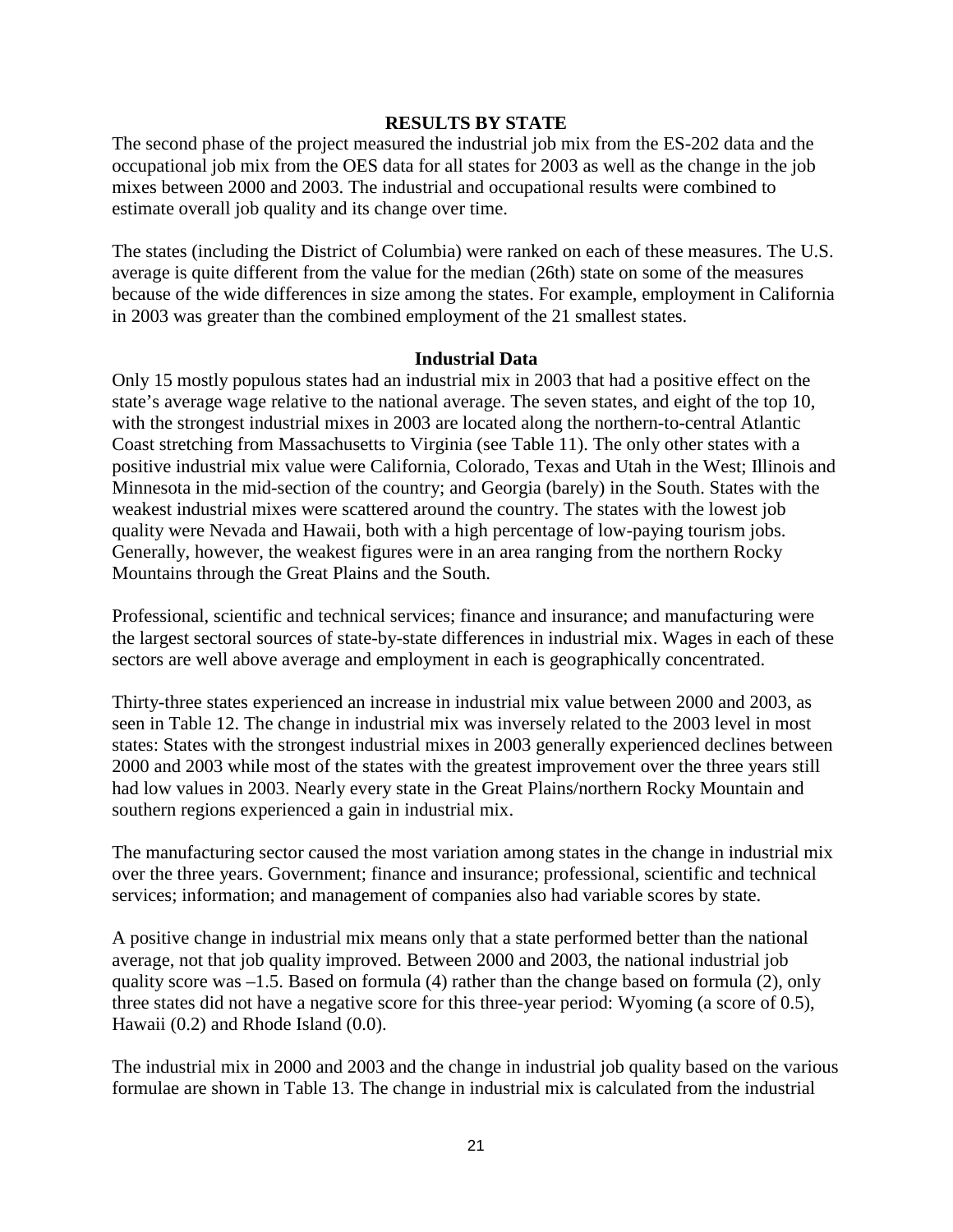## RESULTS BY STATE

The second phase of the project measured the industrial job mix from the ES-202 data and the occupational job mix from the OES data for all states for 2003 as well as the change in the job mixes between 2000 and 2003. The industrial and occupational results were combined to estimate overall job quality and its change over time.

The states (including the District of Columbia) were ranked on each of these measures. The U.S. average is quite different from the value for the median (26th) state on some of the measures because of the wide differences in size among the states. For example, employment in California in 2003 was greater than the combined employment of the 21 smallest states.

### Industrial Data

Only 15 mostly populous states had an industrial mix in 2003 that had a positive effect on the state's average wage relative to the national average. The seven states, and eight of the top 10, with the strongest industrial mixes in 2003 are located along the northern-to-central Atlantic Coast stretching from Massachusetts to Virginia (see Table 11). The only other states with a positive industrial mix value were California, Colorado, Texas and Utah in the West; Illinois and Minnesota in the mid-section of the country; and Georgia (barely) in the South. States with the weakest industrial mixes were scattered around the country. The states with the lowest job quality were Nevada and Hawaii, both with a high percentage of low-paying tourism jobs. Generally, however, the weakest figures were in an area ranging from the northern Rocky Mountains through the Great Plains and the South.

Professional, scientific and technical services; finance and insurance; and manufacturing were the largest sectoral sources of state-by-state differences in industrial mix. Wages in each of these sectors are well above average and employment in each is geographically concentrated.

Thirty-three states experienced an increase in industrial mix value between 2000 and 2003, as seen in Table 12. The change in industrial mix was inversely related to the 2003 level in most states: States with the strongest industrial mixes in 2003 generally experienced declines between 2000 and 2003 while most of the states with the greatest improvement over the three years still had low values in 2003. Nearly every state in the Great Plains/northern Rocky Mountain and southern regions experienced a gain in industrial mix.

The manufacturing sector caused the most variation among states in the change in industrial mix over the three years. Government; finance and insurance; professional, scientific and technical services; information; and management of companies also had variable scores by state.

A positive change in industrial mix means only that a state performed better than the national average, not that job quality improved. Between 2000 and 2003, the national industrial job quality score was –1.5. Based on formula (4) rather than the change based on formula (2), only three states did not have a negative score for this three-year period: Wyoming (a score of 0.5), Hawaii (0.2) and Rhode Island (0.0).

The industrial mix in 2000 and 2003 and the change in industrial job quality based on the various formulae are shown in Table 13. The change in industrial mix is calculated from the industrial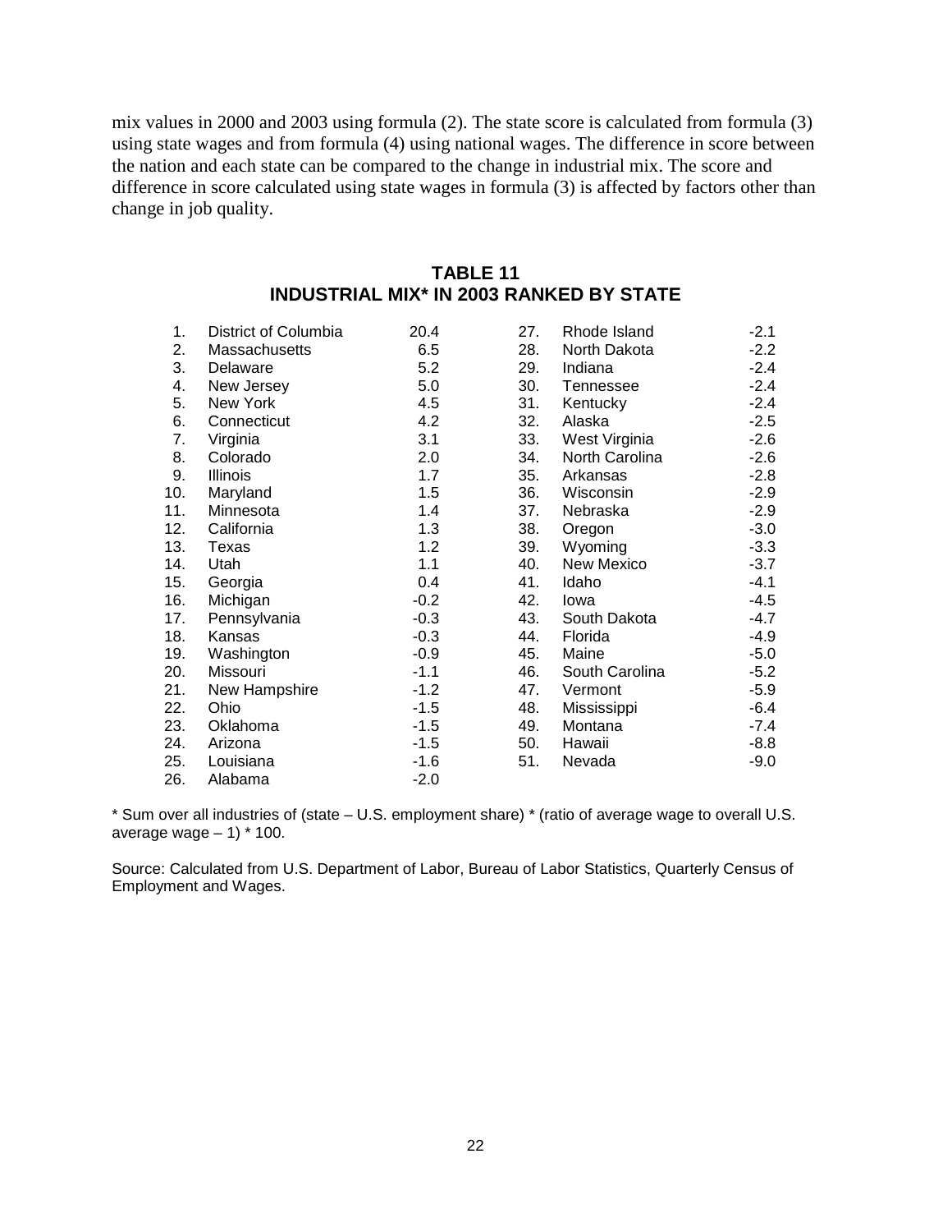mix values in 2000 and 2003 using formula (2). The state score is calculated from formula (3) using state wages and from formula (4) using national wages. The difference in score between the nation and each state can be compared to the change in industrial mix. The score and difference in score calculated using state wages in formula (3) is affected by factors other than change in job quality.

## TABLE 11
## INDUSTRIAL MIX* IN 2003 RANKED BY STATE

| Rank | State | Value | Rank | State | Value |
|---|---|---|---|---|---|
| 1. | District of Columbia | 20.4 | 27. | Rhode Island | -2.1 |
| 2. | Massachusetts | 6.5 | 28. | North Dakota | -2.2 |
| 3. | Delaware | 5.2 | 29. | Indiana | -2.4 |
| 4. | New Jersey | 5.0 | 30. | Tennessee | -2.4 |
| 5. | New York | 4.5 | 31. | Kentucky | -2.4 |
| 6. | Connecticut | 4.2 | 32. | Alaska | -2.5 |
| 7. | Virginia | 3.1 | 33. | West Virginia | -2.6 |
| 8. | Colorado | 2.0 | 34. | North Carolina | -2.6 |
| 9. | Illinois | 1.7 | 35. | Arkansas | -2.8 |
| 10. | Maryland | 1.5 | 36. | Wisconsin | -2.9 |
| 11. | Minnesota | 1.4 | 37. | Nebraska | -2.9 |
| 12. | California | 1.3 | 38. | Oregon | -3.0 |
| 13. | Texas | 1.2 | 39. | Wyoming | -3.3 |
| 14. | Utah | 1.1 | 40. | New Mexico | -3.7 |
| 15. | Georgia | 0.4 | 41. | Idaho | -4.1 |
| 16. | Michigan | -0.2 | 42. | Iowa | -4.5 |
| 17. | Pennsylvania | -0.3 | 43. | South Dakota | -4.7 |
| 18. | Kansas | -0.3 | 44. | Florida | -4.9 |
| 19. | Washington | -0.9 | 45. | Maine | -5.0 |
| 20. | Missouri | -1.1 | 46. | South Carolina | -5.2 |
| 21. | New Hampshire | -1.2 | 47. | Vermont | -5.9 |
| 22. | Ohio | -1.5 | 48. | Mississippi | -6.4 |
| 23. | Oklahoma | -1.5 | 49. | Montana | -7.4 |
| 24. | Arizona | -1.5 | 50. | Hawaii | -8.8 |
| 25. | Louisiana | -1.6 | 51. | Nevada | -9.0 |
| 26. | Alabama | -2.0 | | | |

* Sum over all industries of (state – U.S. employment share) * (ratio of average wage to overall U.S. average wage – 1) * 100.

Source: Calculated from U.S. Department of Labor, Bureau of Labor Statistics, Quarterly Census of Employment and Wages.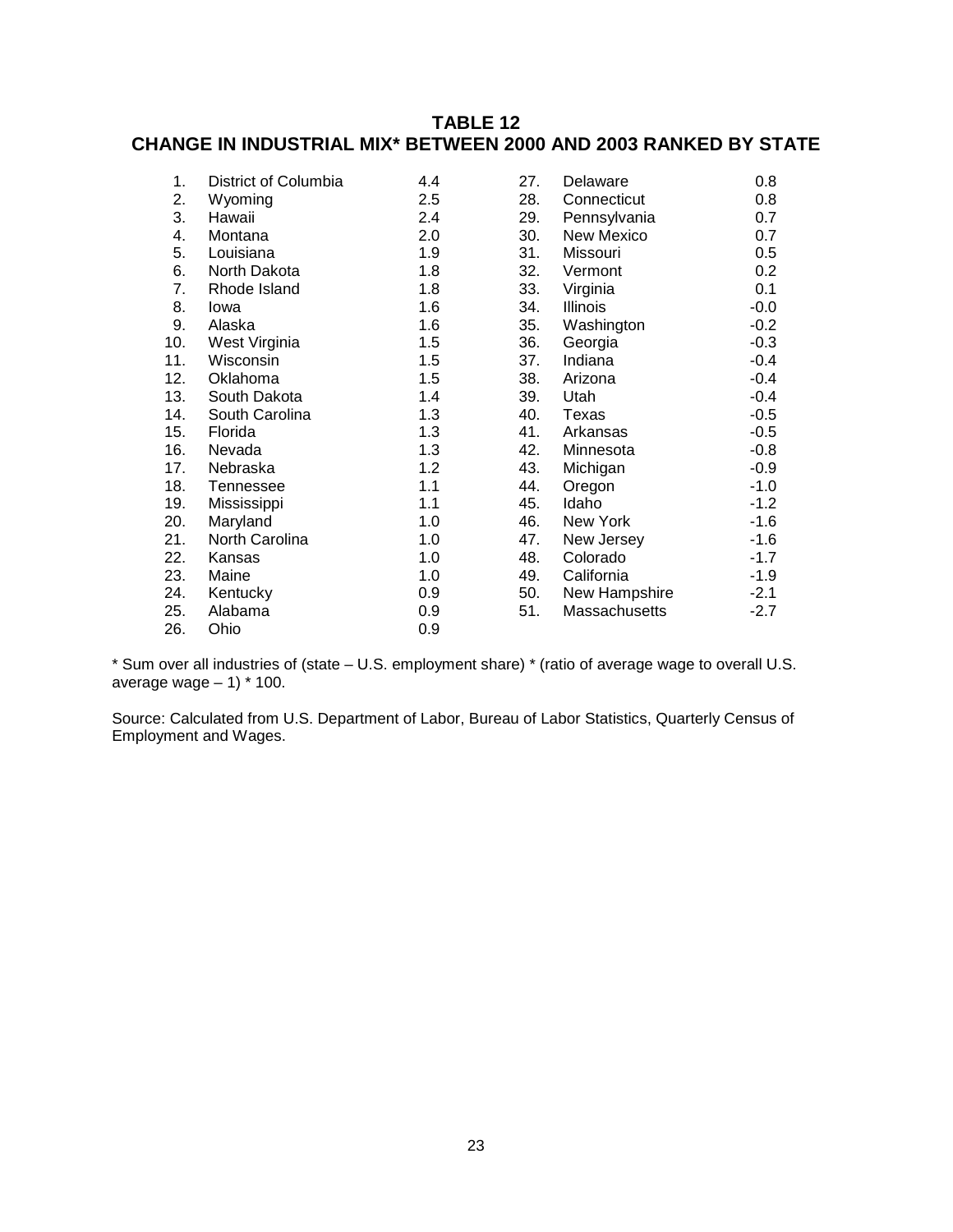# TABLE 12
## CHANGE IN INDUSTRIAL MIX* BETWEEN 2000 AND 2003 RANKED BY STATE

| Rank | State | Change | Rank | State | Change |
|---|---|---|---|---|---|
| 1. | District of Columbia | 4.4 | 27. | Delaware | 0.8 |
| 2. | Wyoming | 2.5 | 28. | Connecticut | 0.8 |
| 3. | Hawaii | 2.4 | 29. | Pennsylvania | 0.7 |
| 4. | Montana | 2.0 | 30. | New Mexico | 0.7 |
| 5. | Louisiana | 1.9 | 31. | Missouri | 0.5 |
| 6. | North Dakota | 1.8 | 32. | Vermont | 0.2 |
| 7. | Rhode Island | 1.8 | 33. | Virginia | 0.1 |
| 8. | Iowa | 1.6 | 34. | Illinois | -0.0 |
| 9. | Alaska | 1.6 | 35. | Washington | -0.2 |
| 10. | West Virginia | 1.5 | 36. | Georgia | -0.3 |
| 11. | Wisconsin | 1.5 | 37. | Indiana | -0.4 |
| 12. | Oklahoma | 1.5 | 38. | Arizona | -0.4 |
| 13. | South Dakota | 1.4 | 39. | Utah | -0.4 |
| 14. | South Carolina | 1.3 | 40. | Texas | -0.5 |
| 15. | Florida | 1.3 | 41. | Arkansas | -0.5 |
| 16. | Nevada | 1.3 | 42. | Minnesota | -0.8 |
| 17. | Nebraska | 1.2 | 43. | Michigan | -0.9 |
| 18. | Tennessee | 1.1 | 44. | Oregon | -1.0 |
| 19. | Mississippi | 1.1 | 45. | Idaho | -1.2 |
| 20. | Maryland | 1.0 | 46. | New York | -1.6 |
| 21. | North Carolina | 1.0 | 47. | New Jersey | -1.6 |
| 22. | Kansas | 1.0 | 48. | Colorado | -1.7 |
| 23. | Maine | 1.0 | 49. | California | -1.9 |
| 24. | Kentucky | 0.9 | 50. | New Hampshire | -2.1 |
| 25. | Alabama | 0.9 | 51. | Massachusetts | -2.7 |
| 26. | Ohio | 0.9 | | | |

* Sum over all industries of (state – U.S. employment share) * (ratio of average wage to overall U.S. average wage – 1) * 100.

Source: Calculated from U.S. Department of Labor, Bureau of Labor Statistics, Quarterly Census of Employment and Wages.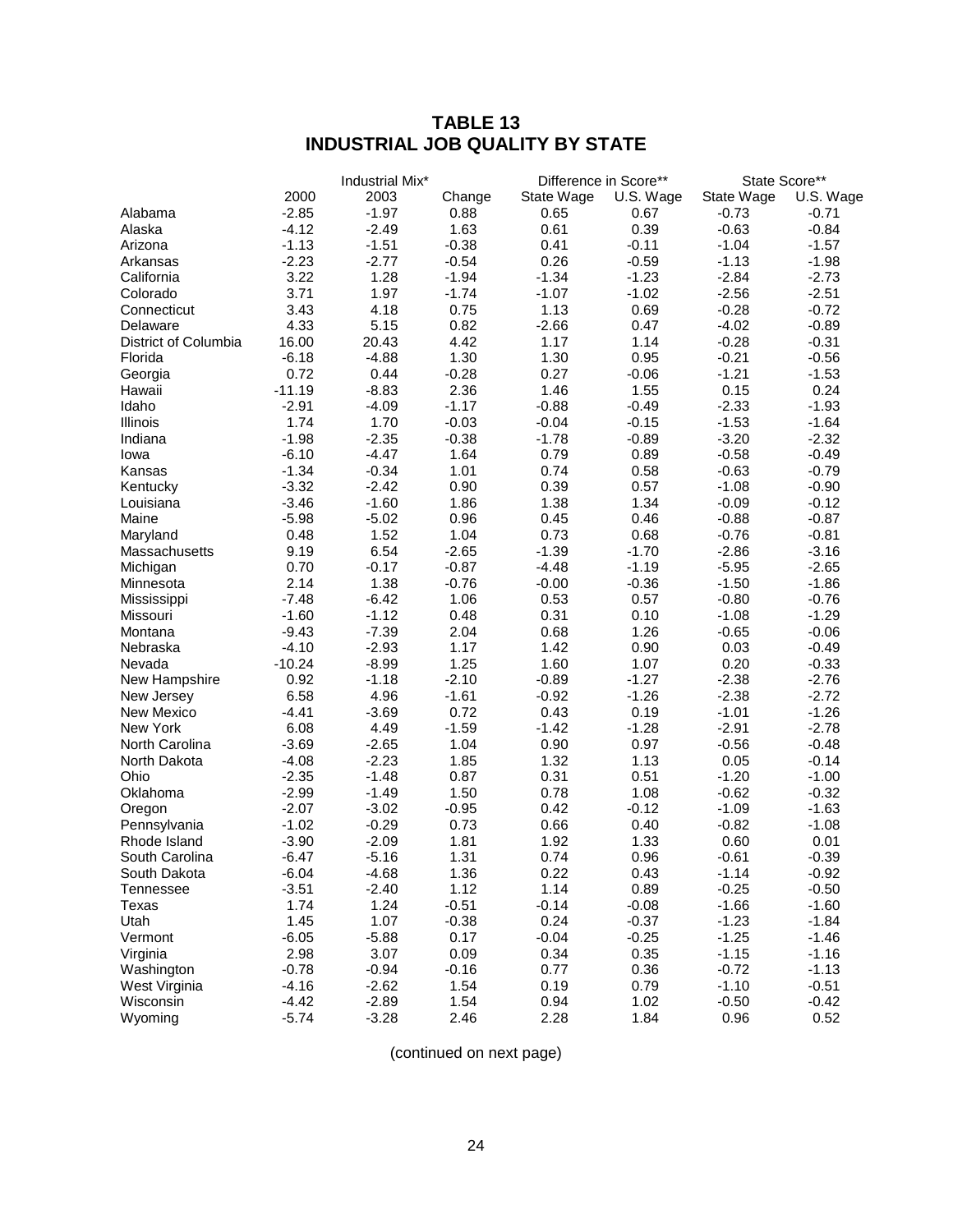# TABLE 13
# INDUSTRIAL JOB QUALITY BY STATE

| | Industrial Mix* | | | Difference in Score** | | State Score** | |
|---|---|---|---|---|---|---|---|
| | 2000 | 2003 | Change | State Wage | U.S. Wage | State Wage | U.S. Wage |
| Alabama | -2.85 | -1.97 | 0.88 | 0.65 | 0.67 | -0.73 | -0.71 |
| Alaska | -4.12 | -2.49 | 1.63 | 0.61 | 0.39 | -0.63 | -0.84 |
| Arizona | -1.13 | -1.51 | -0.38 | 0.41 | -0.11 | -1.04 | -1.57 |
| Arkansas | -2.23 | -2.77 | -0.54 | 0.26 | -0.59 | -1.13 | -1.98 |
| California | 3.22 | 1.28 | -1.94 | -1.34 | -1.23 | -2.84 | -2.73 |
| Colorado | 3.71 | 1.97 | -1.74 | -1.07 | -1.02 | -2.56 | -2.51 |
| Connecticut | 3.43 | 4.18 | 0.75 | 1.13 | 0.69 | -0.28 | -0.72 |
| Delaware | 4.33 | 5.15 | 0.82 | -2.66 | 0.47 | -4.02 | -0.89 |
| District of Columbia | 16.00 | 20.43 | 4.42 | 1.17 | 1.14 | -0.28 | -0.31 |
| Florida | -6.18 | -4.88 | 1.30 | 1.30 | 0.95 | -0.21 | -0.56 |
| Georgia | 0.72 | 0.44 | -0.28 | 0.27 | -0.06 | -1.21 | -1.53 |
| Hawaii | -11.19 | -8.83 | 2.36 | 1.46 | 1.55 | 0.15 | 0.24 |
| Idaho | -2.91 | -4.09 | -1.17 | -0.88 | -0.49 | -2.33 | -1.93 |
| Illinois | 1.74 | 1.70 | -0.03 | -0.04 | -0.15 | -1.53 | -1.64 |
| Indiana | -1.98 | -2.35 | -0.38 | -1.78 | -0.89 | -3.20 | -2.32 |
| Iowa | -6.10 | -4.47 | 1.64 | 0.79 | 0.89 | -0.58 | -0.49 |
| Kansas | -1.34 | -0.34 | 1.01 | 0.74 | 0.58 | -0.63 | -0.79 |
| Kentucky | -3.32 | -2.42 | 0.90 | 0.39 | 0.57 | -1.08 | -0.90 |
| Louisiana | -3.46 | -1.60 | 1.86 | 1.38 | 1.34 | -0.09 | -0.12 |
| Maine | -5.98 | -5.02 | 0.96 | 0.45 | 0.46 | -0.88 | -0.87 |
| Maryland | 0.48 | 1.52 | 1.04 | 0.73 | 0.68 | -0.76 | -0.81 |
| Massachusetts | 9.19 | 6.54 | -2.65 | -1.39 | -1.70 | -2.86 | -3.16 |
| Michigan | 0.70 | -0.17 | -0.87 | -4.48 | -1.19 | -5.95 | -2.65 |
| Minnesota | 2.14 | 1.38 | -0.76 | -0.00 | -0.36 | -1.50 | -1.86 |
| Mississippi | -7.48 | -6.42 | 1.06 | 0.53 | 0.57 | -0.80 | -0.76 |
| Missouri | -1.60 | -1.12 | 0.48 | 0.31 | 0.10 | -1.08 | -1.29 |
| Montana | -9.43 | -7.39 | 2.04 | 0.68 | 1.26 | -0.65 | -0.06 |
| Nebraska | -4.10 | -2.93 | 1.17 | 1.42 | 0.90 | 0.03 | -0.49 |
| Nevada | -10.24 | -8.99 | 1.25 | 1.60 | 1.07 | 0.20 | -0.33 |
| New Hampshire | 0.92 | -1.18 | -2.10 | -0.89 | -1.27 | -2.38 | -2.76 |
| New Jersey | 6.58 | 4.96 | -1.61 | -0.92 | -1.26 | -2.38 | -2.72 |
| New Mexico | -4.41 | -3.69 | 0.72 | 0.43 | 0.19 | -1.01 | -1.26 |
| New York | 6.08 | 4.49 | -1.59 | -1.42 | -1.28 | -2.91 | -2.78 |
| North Carolina | -3.69 | -2.65 | 1.04 | 0.90 | 0.97 | -0.56 | -0.48 |
| North Dakota | -4.08 | -2.23 | 1.85 | 1.32 | 1.13 | 0.05 | -0.14 |
| Ohio | -2.35 | -1.48 | 0.87 | 0.31 | 0.51 | -1.20 | -1.00 |
| Oklahoma | -2.99 | -1.49 | 1.50 | 0.78 | 1.08 | -0.62 | -0.32 |
| Oregon | -2.07 | -3.02 | -0.95 | 0.42 | -0.12 | -1.09 | -1.63 |
| Pennsylvania | -1.02 | -0.29 | 0.73 | 0.66 | 0.40 | -0.82 | -1.08 |
| Rhode Island | -3.90 | -2.09 | 1.81 | 1.92 | 1.33 | 0.60 | 0.01 |
| South Carolina | -6.47 | -5.16 | 1.31 | 0.74 | 0.96 | -0.61 | -0.39 |
| South Dakota | -6.04 | -4.68 | 1.36 | 0.22 | 0.43 | -1.14 | -0.92 |
| Tennessee | -3.51 | -2.40 | 1.12 | 1.14 | 0.89 | -0.25 | -0.50 |
| Texas | 1.74 | 1.24 | -0.51 | -0.14 | -0.08 | -1.66 | -1.60 |
| Utah | 1.45 | 1.07 | -0.38 | 0.24 | -0.37 | -1.23 | -1.84 |
| Vermont | -6.05 | -5.88 | 0.17 | -0.04 | -0.25 | -1.25 | -1.46 |
| Virginia | 2.98 | 3.07 | 0.09 | 0.34 | 0.35 | -1.15 | -1.16 |
| Washington | -0.78 | -0.94 | -0.16 | 0.77 | 0.36 | -0.72 | -1.13 |
| West Virginia | -4.16 | -2.62 | 1.54 | 0.19 | 0.79 | -1.10 | -0.51 |
| Wisconsin | -4.42 | -2.89 | 1.54 | 0.94 | 1.02 | -0.50 | -0.42 |
| Wyoming | -5.74 | -3.28 | 2.46 | 2.28 | 1.84 | 0.96 | 0.52 |

(continued on next page)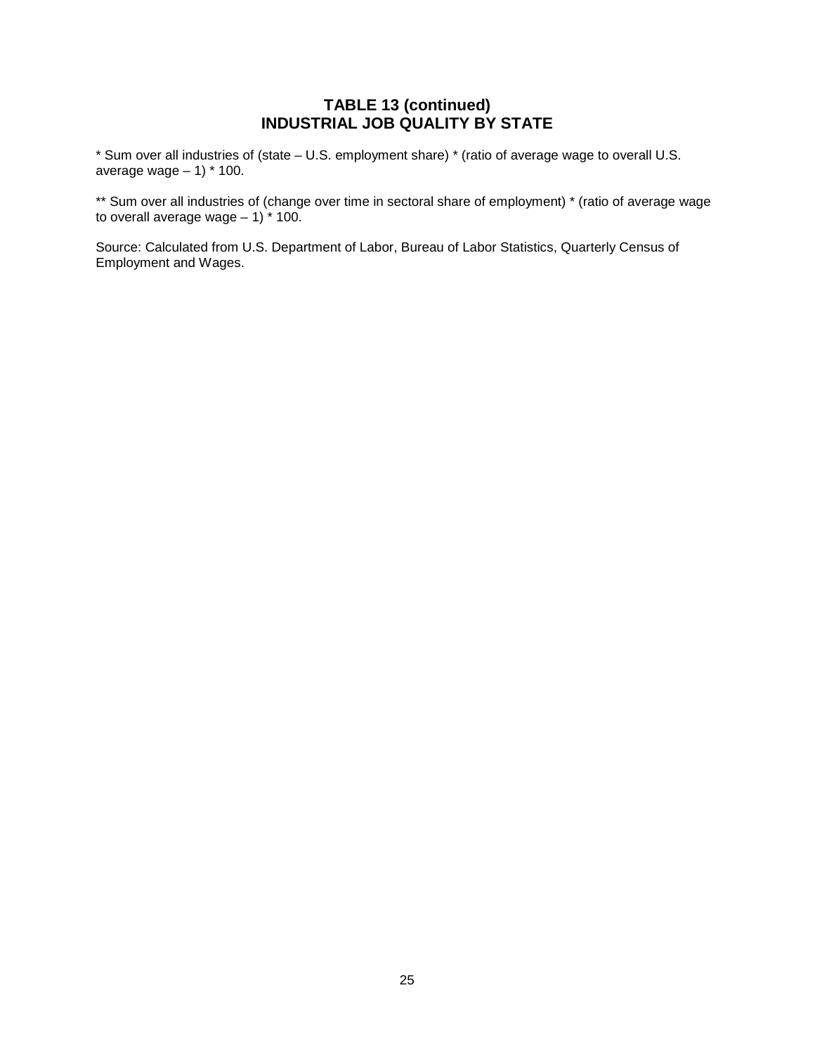### TABLE 13 (continued)
### INDUSTRIAL JOB QUALITY BY STATE

* Sum over all industries of (state – U.S. employment share) * (ratio of average wage to overall U.S. average wage – 1) * 100.

** Sum over all industries of (change over time in sectoral share of employment) * (ratio of average wage to overall average wage – 1) * 100.

Source: Calculated from U.S. Department of Labor, Bureau of Labor Statistics, Quarterly Census of Employment and Wages.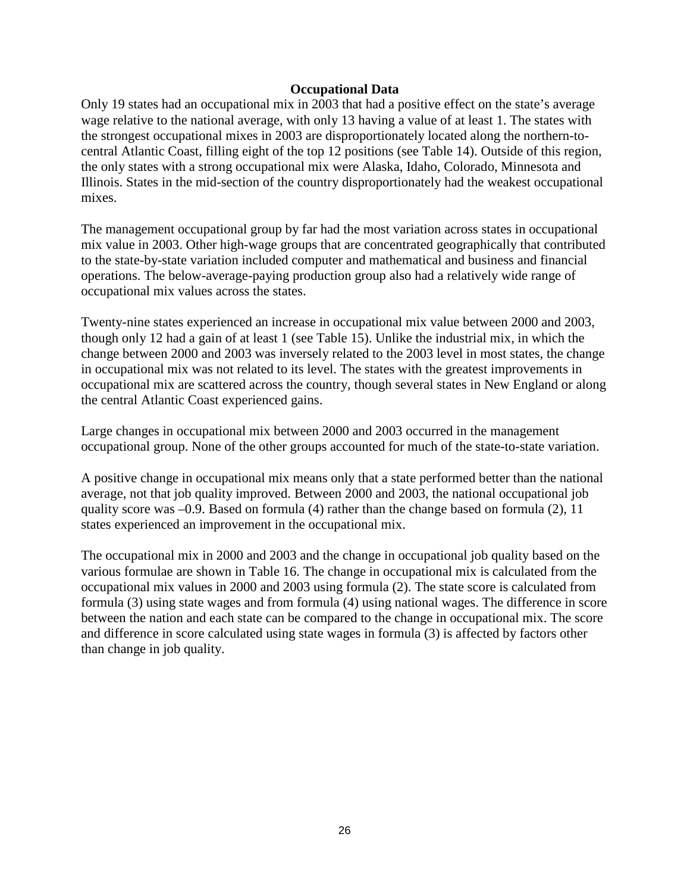## Occupational Data

Only 19 states had an occupational mix in 2003 that had a positive effect on the state's average wage relative to the national average, with only 13 having a value of at least 1. The states with the strongest occupational mixes in 2003 are disproportionately located along the northern-to-central Atlantic Coast, filling eight of the top 12 positions (see Table 14). Outside of this region, the only states with a strong occupational mix were Alaska, Idaho, Colorado, Minnesota and Illinois. States in the mid-section of the country disproportionately had the weakest occupational mixes.

The management occupational group by far had the most variation across states in occupational mix value in 2003. Other high-wage groups that are concentrated geographically that contributed to the state-by-state variation included computer and mathematical and business and financial operations. The below-average-paying production group also had a relatively wide range of occupational mix values across the states.

Twenty-nine states experienced an increase in occupational mix value between 2000 and 2003, though only 12 had a gain of at least 1 (see Table 15). Unlike the industrial mix, in which the change between 2000 and 2003 was inversely related to the 2003 level in most states, the change in occupational mix was not related to its level. The states with the greatest improvements in occupational mix are scattered across the country, though several states in New England or along the central Atlantic Coast experienced gains.

Large changes in occupational mix between 2000 and 2003 occurred in the management occupational group. None of the other groups accounted for much of the state-to-state variation.

A positive change in occupational mix means only that a state performed better than the national average, not that job quality improved. Between 2000 and 2003, the national occupational job quality score was –0.9. Based on formula (4) rather than the change based on formula (2), 11 states experienced an improvement in the occupational mix.

The occupational mix in 2000 and 2003 and the change in occupational job quality based on the various formulae are shown in Table 16. The change in occupational mix is calculated from the occupational mix values in 2000 and 2003 using formula (2). The state score is calculated from formula (3) using state wages and from formula (4) using national wages. The difference in score between the nation and each state can be compared to the change in occupational mix. The score and difference in score calculated using state wages in formula (3) is affected by factors other than change in job quality.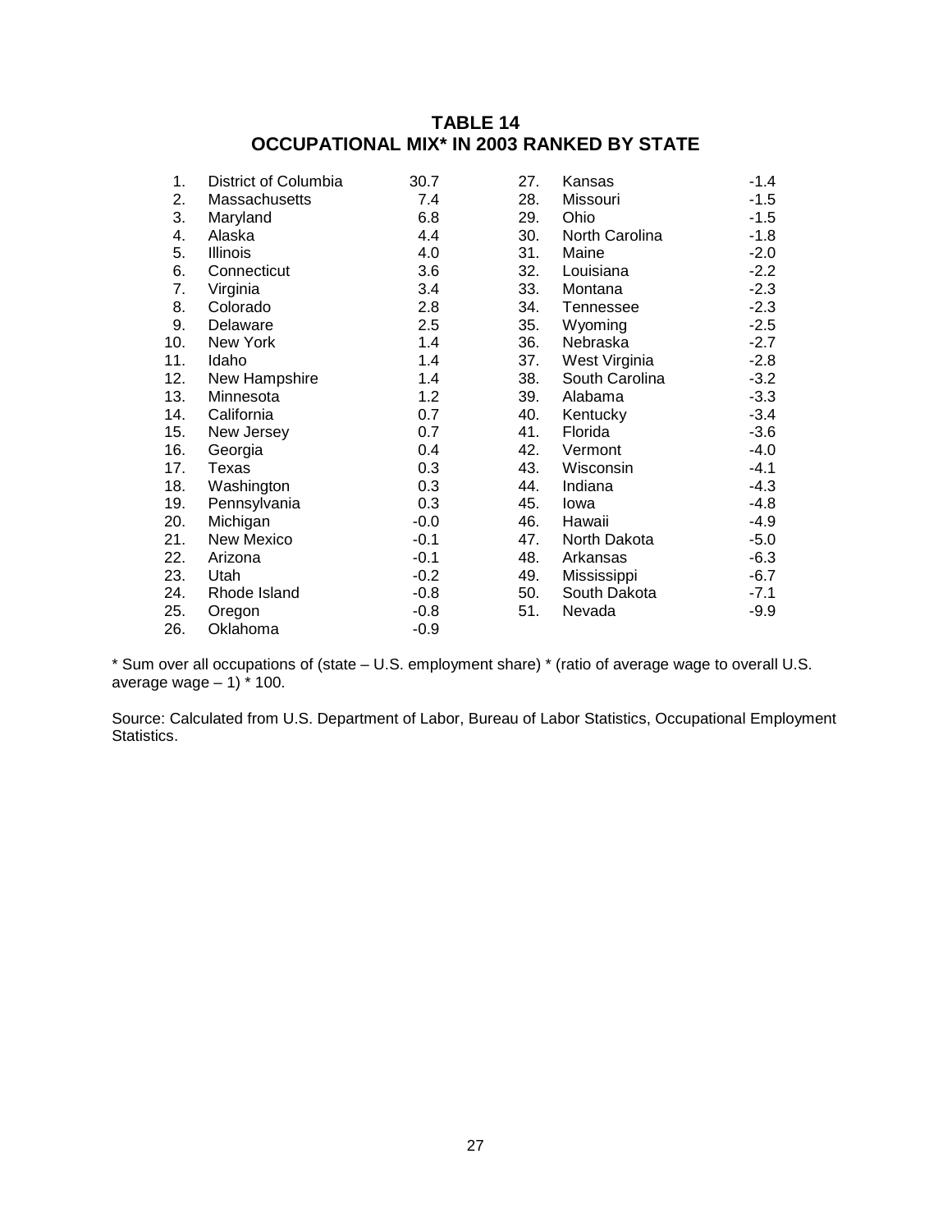## TABLE 14
## OCCUPATIONAL MIX* IN 2003 RANKED BY STATE

| Rank | State | Value | Rank | State | Value |
|---|---|---|---|---|---|
| 1. | District of Columbia | 30.7 | 27. | Kansas | -1.4 |
| 2. | Massachusetts | 7.4 | 28. | Missouri | -1.5 |
| 3. | Maryland | 6.8 | 29. | Ohio | -1.5 |
| 4. | Alaska | 4.4 | 30. | North Carolina | -1.8 |
| 5. | Illinois | 4.0 | 31. | Maine | -2.0 |
| 6. | Connecticut | 3.6 | 32. | Louisiana | -2.2 |
| 7. | Virginia | 3.4 | 33. | Montana | -2.3 |
| 8. | Colorado | 2.8 | 34. | Tennessee | -2.3 |
| 9. | Delaware | 2.5 | 35. | Wyoming | -2.5 |
| 10. | New York | 1.4 | 36. | Nebraska | -2.7 |
| 11. | Idaho | 1.4 | 37. | West Virginia | -2.8 |
| 12. | New Hampshire | 1.4 | 38. | South Carolina | -3.2 |
| 13. | Minnesota | 1.2 | 39. | Alabama | -3.3 |
| 14. | California | 0.7 | 40. | Kentucky | -3.4 |
| 15. | New Jersey | 0.7 | 41. | Florida | -3.6 |
| 16. | Georgia | 0.4 | 42. | Vermont | -4.0 |
| 17. | Texas | 0.3 | 43. | Wisconsin | -4.1 |
| 18. | Washington | 0.3 | 44. | Indiana | -4.3 |
| 19. | Pennsylvania | 0.3 | 45. | Iowa | -4.8 |
| 20. | Michigan | -0.0 | 46. | Hawaii | -4.9 |
| 21. | New Mexico | -0.1 | 47. | North Dakota | -5.0 |
| 22. | Arizona | -0.1 | 48. | Arkansas | -6.3 |
| 23. | Utah | -0.2 | 49. | Mississippi | -6.7 |
| 24. | Rhode Island | -0.8 | 50. | South Dakota | -7.1 |
| 25. | Oregon | -0.8 | 51. | Nevada | -9.9 |
| 26. | Oklahoma | -0.9 | | | |

* Sum over all occupations of (state – U.S. employment share) * (ratio of average wage to overall U.S. average wage – 1) * 100.

Source: Calculated from U.S. Department of Labor, Bureau of Labor Statistics, Occupational Employment Statistics.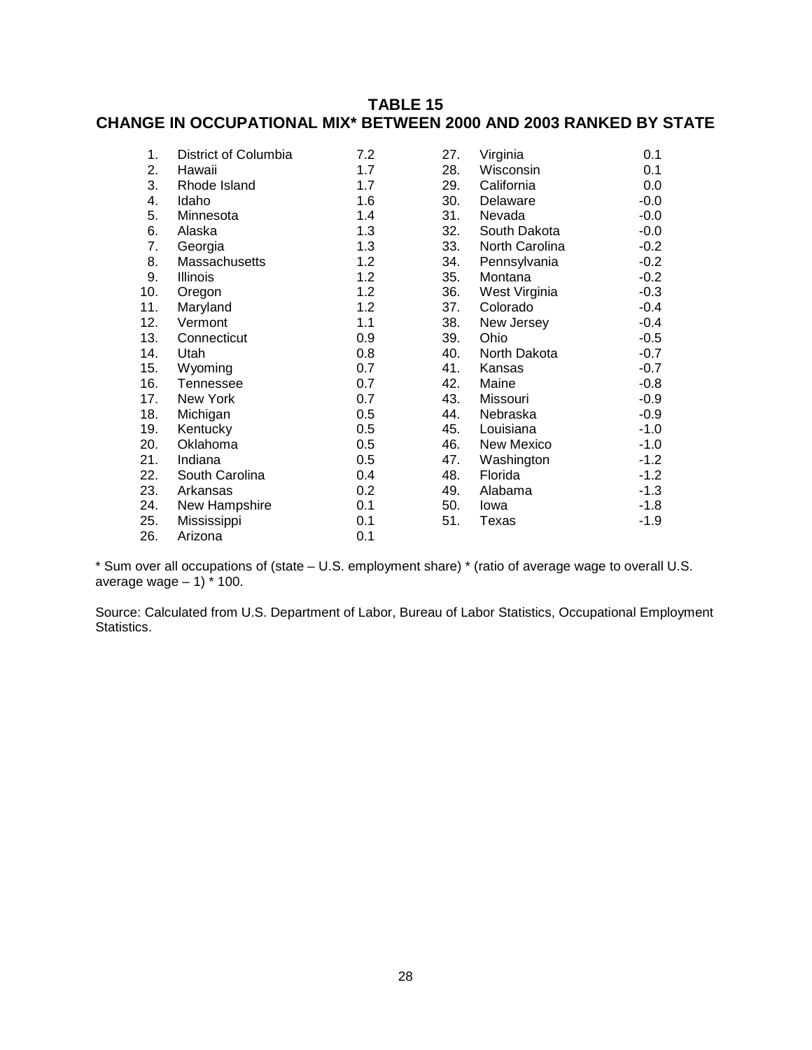# TABLE 15
## CHANGE IN OCCUPATIONAL MIX* BETWEEN 2000 AND 2003 RANKED BY STATE

| Rank | State | Value | Rank | State | Value |
|---|---|---|---|---|---|
| 1. | District of Columbia | 7.2 | 27. | Virginia | 0.1 |
| 2. | Hawaii | 1.7 | 28. | Wisconsin | 0.1 |
| 3. | Rhode Island | 1.7 | 29. | California | 0.0 |
| 4. | Idaho | 1.6 | 30. | Delaware | -0.0 |
| 5. | Minnesota | 1.4 | 31. | Nevada | -0.0 |
| 6. | Alaska | 1.3 | 32. | South Dakota | -0.0 |
| 7. | Georgia | 1.3 | 33. | North Carolina | -0.2 |
| 8. | Massachusetts | 1.2 | 34. | Pennsylvania | -0.2 |
| 9. | Illinois | 1.2 | 35. | Montana | -0.2 |
| 10. | Oregon | 1.2 | 36. | West Virginia | -0.3 |
| 11. | Maryland | 1.2 | 37. | Colorado | -0.4 |
| 12. | Vermont | 1.1 | 38. | New Jersey | -0.4 |
| 13. | Connecticut | 0.9 | 39. | Ohio | -0.5 |
| 14. | Utah | 0.8 | 40. | North Dakota | -0.7 |
| 15. | Wyoming | 0.7 | 41. | Kansas | -0.7 |
| 16. | Tennessee | 0.7 | 42. | Maine | -0.8 |
| 17. | New York | 0.7 | 43. | Missouri | -0.9 |
| 18. | Michigan | 0.5 | 44. | Nebraska | -0.9 |
| 19. | Kentucky | 0.5 | 45. | Louisiana | -1.0 |
| 20. | Oklahoma | 0.5 | 46. | New Mexico | -1.0 |
| 21. | Indiana | 0.5 | 47. | Washington | -1.2 |
| 22. | South Carolina | 0.4 | 48. | Florida | -1.2 |
| 23. | Arkansas | 0.2 | 49. | Alabama | -1.3 |
| 24. | New Hampshire | 0.1 | 50. | Iowa | -1.8 |
| 25. | Mississippi | 0.1 | 51. | Texas | -1.9 |
| 26. | Arizona | 0.1 | | | |

* Sum over all occupations of (state – U.S. employment share) * (ratio of average wage to overall U.S. average wage – 1) * 100.

Source: Calculated from U.S. Department of Labor, Bureau of Labor Statistics, Occupational Employment Statistics.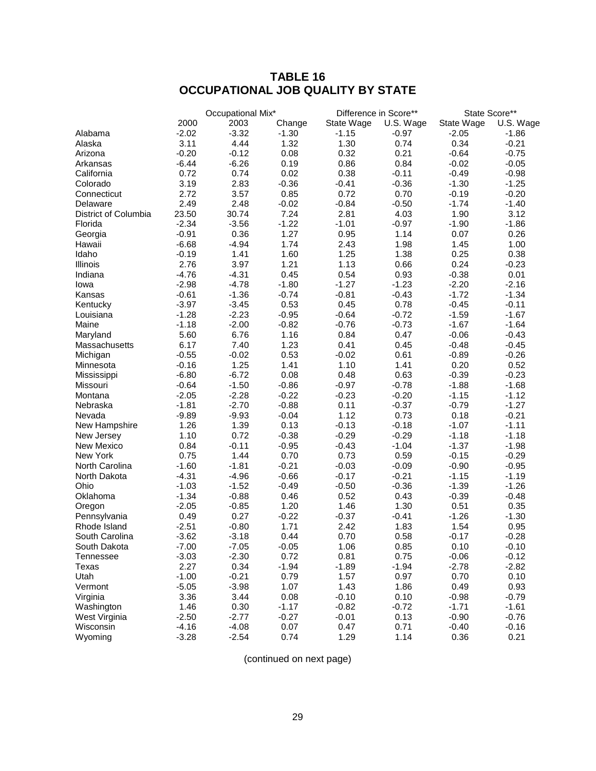# TABLE 16
# OCCUPATIONAL JOB QUALITY BY STATE

| | Occupational Mix* | | | Difference in Score** | | State Score** | |
|---|---|---|---|---|---|---|---|
| | 2000 | 2003 | Change | State Wage | U.S. Wage | State Wage | U.S. Wage |
| Alabama | -2.02 | -3.32 | -1.30 | -1.15 | -0.97 | -2.05 | -1.86 |
| Alaska | 3.11 | 4.44 | 1.32 | 1.30 | 0.74 | 0.34 | -0.21 |
| Arizona | -0.20 | -0.12 | 0.08 | 0.32 | 0.21 | -0.64 | -0.75 |
| Arkansas | -6.44 | -6.26 | 0.19 | 0.86 | 0.84 | -0.02 | -0.05 |
| California | 0.72 | 0.74 | 0.02 | 0.38 | -0.11 | -0.49 | -0.98 |
| Colorado | 3.19 | 2.83 | -0.36 | -0.41 | -0.36 | -1.30 | -1.25 |
| Connecticut | 2.72 | 3.57 | 0.85 | 0.72 | 0.70 | -0.19 | -0.20 |
| Delaware | 2.49 | 2.48 | -0.02 | -0.84 | -0.50 | -1.74 | -1.40 |
| District of Columbia | 23.50 | 30.74 | 7.24 | 2.81 | 4.03 | 1.90 | 3.12 |
| Florida | -2.34 | -3.56 | -1.22 | -1.01 | -0.97 | -1.90 | -1.86 |
| Georgia | -0.91 | 0.36 | 1.27 | 0.95 | 1.14 | 0.07 | 0.26 |
| Hawaii | -6.68 | -4.94 | 1.74 | 2.43 | 1.98 | 1.45 | 1.00 |
| Idaho | -0.19 | 1.41 | 1.60 | 1.25 | 1.38 | 0.25 | 0.38 |
| Illinois | 2.76 | 3.97 | 1.21 | 1.13 | 0.66 | 0.24 | -0.23 |
| Indiana | -4.76 | -4.31 | 0.45 | 0.54 | 0.93 | -0.38 | 0.01 |
| Iowa | -2.98 | -4.78 | -1.80 | -1.27 | -1.23 | -2.20 | -2.16 |
| Kansas | -0.61 | -1.36 | -0.74 | -0.81 | -0.43 | -1.72 | -1.34 |
| Kentucky | -3.97 | -3.45 | 0.53 | 0.45 | 0.78 | -0.45 | -0.11 |
| Louisiana | -1.28 | -2.23 | -0.95 | -0.64 | -0.72 | -1.59 | -1.67 |
| Maine | -1.18 | -2.00 | -0.82 | -0.76 | -0.73 | -1.67 | -1.64 |
| Maryland | 5.60 | 6.76 | 1.16 | 0.84 | 0.47 | -0.06 | -0.43 |
| Massachusetts | 6.17 | 7.40 | 1.23 | 0.41 | 0.45 | -0.48 | -0.45 |
| Michigan | -0.55 | -0.02 | 0.53 | -0.02 | 0.61 | -0.89 | -0.26 |
| Minnesota | -0.16 | 1.25 | 1.41 | 1.10 | 1.41 | 0.20 | 0.52 |
| Mississippi | -6.80 | -6.72 | 0.08 | 0.48 | 0.63 | -0.39 | -0.23 |
| Missouri | -0.64 | -1.50 | -0.86 | -0.97 | -0.78 | -1.88 | -1.68 |
| Montana | -2.05 | -2.28 | -0.22 | -0.23 | -0.20 | -1.15 | -1.12 |
| Nebraska | -1.81 | -2.70 | -0.88 | 0.11 | -0.37 | -0.79 | -1.27 |
| Nevada | -9.89 | -9.93 | -0.04 | 1.12 | 0.73 | 0.18 | -0.21 |
| New Hampshire | 1.26 | 1.39 | 0.13 | -0.13 | -0.18 | -1.07 | -1.11 |
| New Jersey | 1.10 | 0.72 | -0.38 | -0.29 | -0.29 | -1.18 | -1.18 |
| New Mexico | 0.84 | -0.11 | -0.95 | -0.43 | -1.04 | -1.37 | -1.98 |
| New York | 0.75 | 1.44 | 0.70 | 0.73 | 0.59 | -0.15 | -0.29 |
| North Carolina | -1.60 | -1.81 | -0.21 | -0.03 | -0.09 | -0.90 | -0.95 |
| North Dakota | -4.31 | -4.96 | -0.66 | -0.17 | -0.21 | -1.15 | -1.19 |
| Ohio | -1.03 | -1.52 | -0.49 | -0.50 | -0.36 | -1.39 | -1.26 |
| Oklahoma | -1.34 | -0.88 | 0.46 | 0.52 | 0.43 | -0.39 | -0.48 |
| Oregon | -2.05 | -0.85 | 1.20 | 1.46 | 1.30 | 0.51 | 0.35 |
| Pennsylvania | 0.49 | 0.27 | -0.22 | -0.37 | -0.41 | -1.26 | -1.30 |
| Rhode Island | -2.51 | -0.80 | 1.71 | 2.42 | 1.83 | 1.54 | 0.95 |
| South Carolina | -3.62 | -3.18 | 0.44 | 0.70 | 0.58 | -0.17 | -0.28 |
| South Dakota | -7.00 | -7.05 | -0.05 | 1.06 | 0.85 | 0.10 | -0.10 |
| Tennessee | -3.03 | -2.30 | 0.72 | 0.81 | 0.75 | -0.06 | -0.12 |
| Texas | 2.27 | 0.34 | -1.94 | -1.89 | -1.94 | -2.78 | -2.82 |
| Utah | -1.00 | -0.21 | 0.79 | 1.57 | 0.97 | 0.70 | 0.10 |
| Vermont | -5.05 | -3.98 | 1.07 | 1.43 | 1.86 | 0.49 | 0.93 |
| Virginia | 3.36 | 3.44 | 0.08 | -0.10 | 0.10 | -0.98 | -0.79 |
| Washington | 1.46 | 0.30 | -1.17 | -0.82 | -0.72 | -1.71 | -1.61 |
| West Virginia | -2.50 | -2.77 | -0.27 | -0.01 | 0.13 | -0.90 | -0.76 |
| Wisconsin | -4.16 | -4.08 | 0.07 | 0.47 | 0.71 | -0.40 | -0.16 |
| Wyoming | -3.28 | -2.54 | 0.74 | 1.29 | 1.14 | 0.36 | 0.21 |

(continued on next page)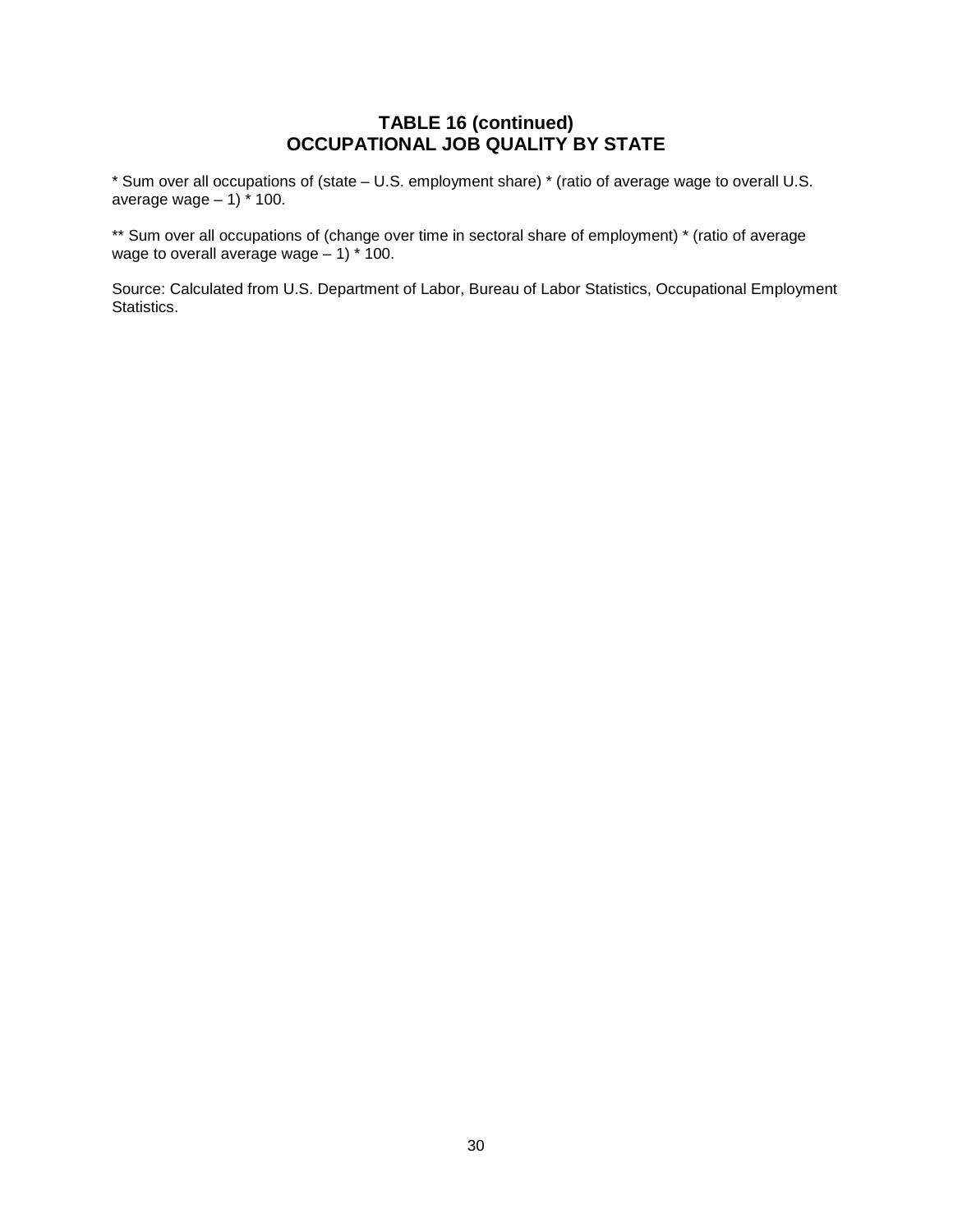## TABLE 16 (continued)
## OCCUPATIONAL JOB QUALITY BY STATE

* Sum over all occupations of (state – U.S. employment share) * (ratio of average wage to overall U.S. average wage – 1) * 100.

** Sum over all occupations of (change over time in sectoral share of employment) * (ratio of average wage to overall average wage – 1) * 100.

Source: Calculated from U.S. Department of Labor, Bureau of Labor Statistics, Occupational Employment Statistics.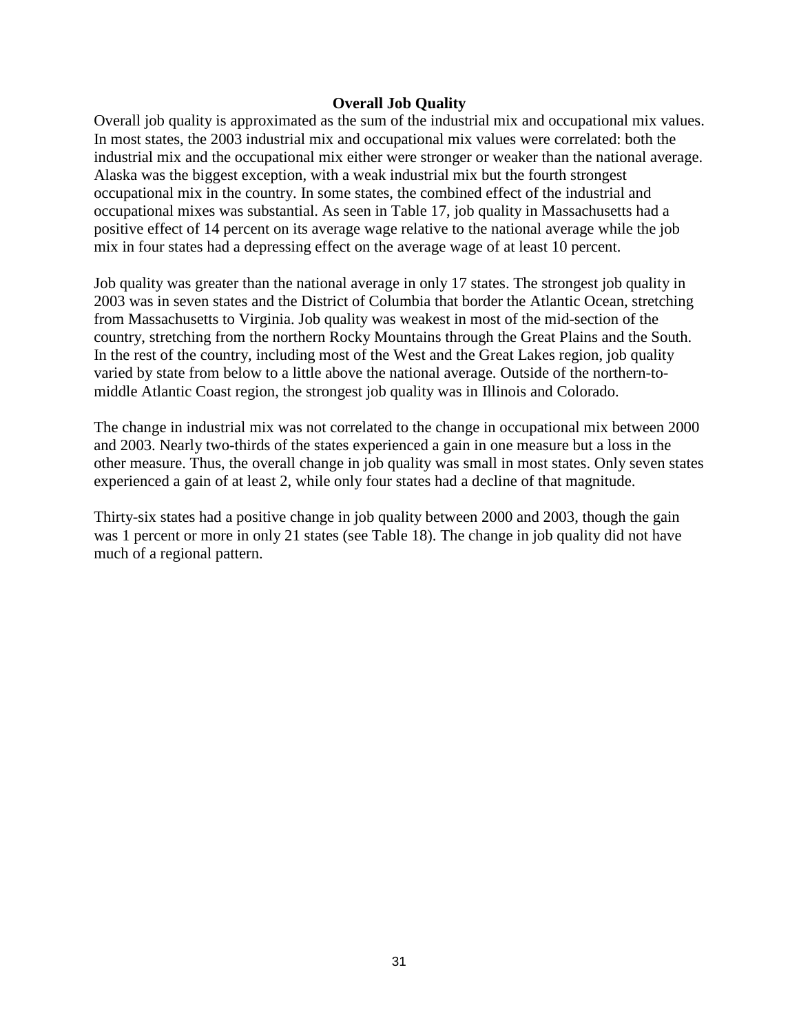## Overall Job Quality

Overall job quality is approximated as the sum of the industrial mix and occupational mix values. In most states, the 2003 industrial mix and occupational mix values were correlated: both the industrial mix and the occupational mix either were stronger or weaker than the national average. Alaska was the biggest exception, with a weak industrial mix but the fourth strongest occupational mix in the country. In some states, the combined effect of the industrial and occupational mixes was substantial. As seen in Table 17, job quality in Massachusetts had a positive effect of 14 percent on its average wage relative to the national average while the job mix in four states had a depressing effect on the average wage of at least 10 percent.

Job quality was greater than the national average in only 17 states. The strongest job quality in 2003 was in seven states and the District of Columbia that border the Atlantic Ocean, stretching from Massachusetts to Virginia. Job quality was weakest in most of the mid-section of the country, stretching from the northern Rocky Mountains through the Great Plains and the South. In the rest of the country, including most of the West and the Great Lakes region, job quality varied by state from below to a little above the national average. Outside of the northern-to-middle Atlantic Coast region, the strongest job quality was in Illinois and Colorado.

The change in industrial mix was not correlated to the change in occupational mix between 2000 and 2003. Nearly two-thirds of the states experienced a gain in one measure but a loss in the other measure. Thus, the overall change in job quality was small in most states. Only seven states experienced a gain of at least 2, while only four states had a decline of that magnitude.

Thirty-six states had a positive change in job quality between 2000 and 2003, though the gain was 1 percent or more in only 21 states (see Table 18). The change in job quality did not have much of a regional pattern.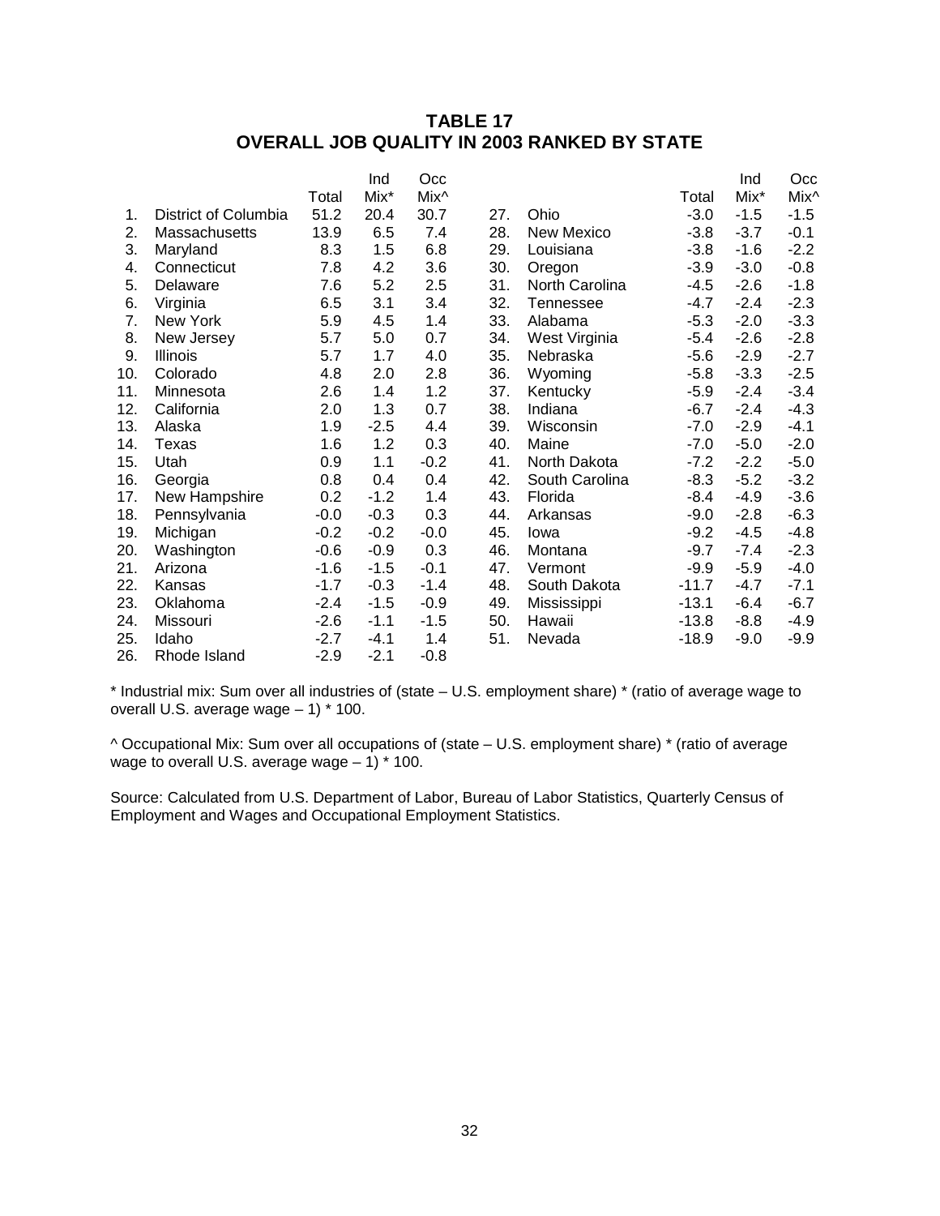# TABLE 17
# OVERALL JOB QUALITY IN 2003 RANKED BY STATE

| | | Total | Ind Mix* | Occ Mix^ | | | Total | Ind Mix* | Occ Mix^ |
|---|---|---|---|---|---|---|---|---|---|
| 1. | District of Columbia | 51.2 | 20.4 | 30.7 | 27. | Ohio | -3.0 | -1.5 | -1.5 |
| 2. | Massachusetts | 13.9 | 6.5 | 7.4 | 28. | New Mexico | -3.8 | -3.7 | -0.1 |
| 3. | Maryland | 8.3 | 1.5 | 6.8 | 29. | Louisiana | -3.8 | -1.6 | -2.2 |
| 4. | Connecticut | 7.8 | 4.2 | 3.6 | 30. | Oregon | -3.9 | -3.0 | -0.8 |
| 5. | Delaware | 7.6 | 5.2 | 2.5 | 31. | North Carolina | -4.5 | -2.6 | -1.8 |
| 6. | Virginia | 6.5 | 3.1 | 3.4 | 32. | Tennessee | -4.7 | -2.4 | -2.3 |
| 7. | New York | 5.9 | 4.5 | 1.4 | 33. | Alabama | -5.3 | -2.0 | -3.3 |
| 8. | New Jersey | 5.7 | 5.0 | 0.7 | 34. | West Virginia | -5.4 | -2.6 | -2.8 |
| 9. | Illinois | 5.7 | 1.7 | 4.0 | 35. | Nebraska | -5.6 | -2.9 | -2.7 |
| 10. | Colorado | 4.8 | 2.0 | 2.8 | 36. | Wyoming | -5.8 | -3.3 | -2.5 |
| 11. | Minnesota | 2.6 | 1.4 | 1.2 | 37. | Kentucky | -5.9 | -2.4 | -3.4 |
| 12. | California | 2.0 | 1.3 | 0.7 | 38. | Indiana | -6.7 | -2.4 | -4.3 |
| 13. | Alaska | 1.9 | -2.5 | 4.4 | 39. | Wisconsin | -7.0 | -2.9 | -4.1 |
| 14. | Texas | 1.6 | 1.2 | 0.3 | 40. | Maine | -7.0 | -5.0 | -2.0 |
| 15. | Utah | 0.9 | 1.1 | -0.2 | 41. | North Dakota | -7.2 | -2.2 | -5.0 |
| 16. | Georgia | 0.8 | 0.4 | 0.4 | 42. | South Carolina | -8.3 | -5.2 | -3.2 |
| 17. | New Hampshire | 0.2 | -1.2 | 1.4 | 43. | Florida | -8.4 | -4.9 | -3.6 |
| 18. | Pennsylvania | -0.0 | -0.3 | 0.3 | 44. | Arkansas | -9.0 | -2.8 | -6.3 |
| 19. | Michigan | -0.2 | -0.2 | -0.0 | 45. | Iowa | -9.2 | -4.5 | -4.8 |
| 20. | Washington | -0.6 | -0.9 | 0.3 | 46. | Montana | -9.7 | -7.4 | -2.3 |
| 21. | Arizona | -1.6 | -1.5 | -0.1 | 47. | Vermont | -9.9 | -5.9 | -4.0 |
| 22. | Kansas | -1.7 | -0.3 | -1.4 | 48. | South Dakota | -11.7 | -4.7 | -7.1 |
| 23. | Oklahoma | -2.4 | -1.5 | -0.9 | 49. | Mississippi | -13.1 | -6.4 | -6.7 |
| 24. | Missouri | -2.6 | -1.1 | -1.5 | 50. | Hawaii | -13.8 | -8.8 | -4.9 |
| 25. | Idaho | -2.7 | -4.1 | 1.4 | 51. | Nevada | -18.9 | -9.0 | -9.9 |
| 26. | Rhode Island | -2.9 | -2.1 | -0.8 | | | | | |

* Industrial mix: Sum over all industries of (state – U.S. employment share) * (ratio of average wage to overall U.S. average wage – 1) * 100.

^ Occupational Mix: Sum over all occupations of (state – U.S. employment share) * (ratio of average wage to overall U.S. average wage – 1) * 100.

Source: Calculated from U.S. Department of Labor, Bureau of Labor Statistics, Quarterly Census of Employment and Wages and Occupational Employment Statistics.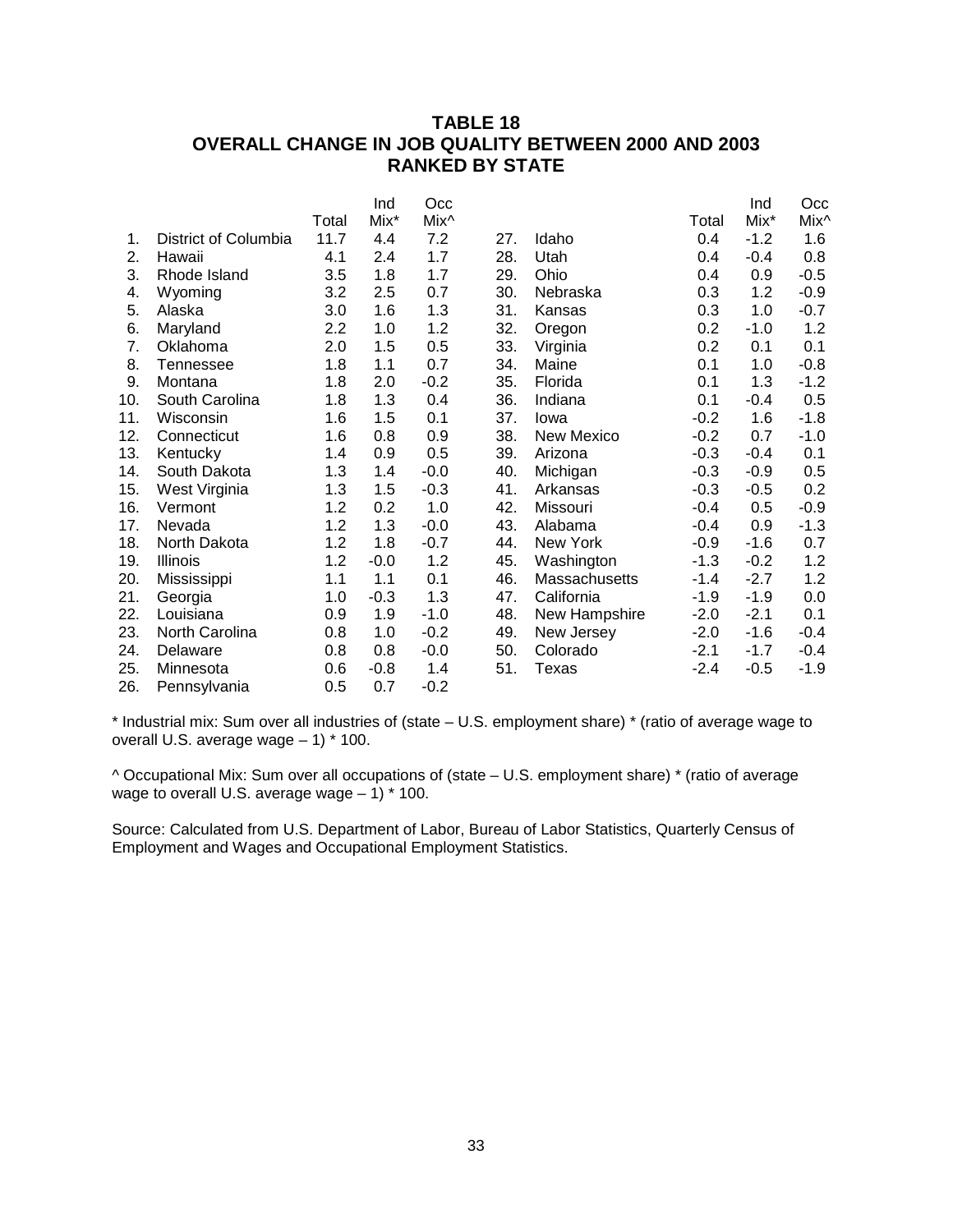## TABLE 18
## OVERALL CHANGE IN JOB QUALITY BETWEEN 2000 AND 2003
## RANKED BY STATE

| | | Total | Ind Mix* | Occ Mix^ | | | Total | Ind Mix* | Occ Mix^ |
|---|---|---|---|---|---|---|---|---|---|
| 1. | District of Columbia | 11.7 | 4.4 | 7.2 | 27. | Idaho | 0.4 | -1.2 | 1.6 |
| 2. | Hawaii | 4.1 | 2.4 | 1.7 | 28. | Utah | 0.4 | -0.4 | 0.8 |
| 3. | Rhode Island | 3.5 | 1.8 | 1.7 | 29. | Ohio | 0.4 | 0.9 | -0.5 |
| 4. | Wyoming | 3.2 | 2.5 | 0.7 | 30. | Nebraska | 0.3 | 1.2 | -0.9 |
| 5. | Alaska | 3.0 | 1.6 | 1.3 | 31. | Kansas | 0.3 | 1.0 | -0.7 |
| 6. | Maryland | 2.2 | 1.0 | 1.2 | 32. | Oregon | 0.2 | -1.0 | 1.2 |
| 7. | Oklahoma | 2.0 | 1.5 | 0.5 | 33. | Virginia | 0.2 | 0.1 | 0.1 |
| 8. | Tennessee | 1.8 | 1.1 | 0.7 | 34. | Maine | 0.1 | 1.0 | -0.8 |
| 9. | Montana | 1.8 | 2.0 | -0.2 | 35. | Florida | 0.1 | 1.3 | -1.2 |
| 10. | South Carolina | 1.8 | 1.3 | 0.4 | 36. | Indiana | 0.1 | -0.4 | 0.5 |
| 11. | Wisconsin | 1.6 | 1.5 | 0.1 | 37. | Iowa | -0.2 | 1.6 | -1.8 |
| 12. | Connecticut | 1.6 | 0.8 | 0.9 | 38. | New Mexico | -0.2 | 0.7 | -1.0 |
| 13. | Kentucky | 1.4 | 0.9 | 0.5 | 39. | Arizona | -0.3 | -0.4 | 0.1 |
| 14. | South Dakota | 1.3 | 1.4 | -0.0 | 40. | Michigan | -0.3 | -0.9 | 0.5 |
| 15. | West Virginia | 1.3 | 1.5 | -0.3 | 41. | Arkansas | -0.3 | -0.5 | 0.2 |
| 16. | Vermont | 1.2 | 0.2 | 1.0 | 42. | Missouri | -0.4 | 0.5 | -0.9 |
| 17. | Nevada | 1.2 | 1.3 | -0.0 | 43. | Alabama | -0.4 | 0.9 | -1.3 |
| 18. | North Dakota | 1.2 | 1.8 | -0.7 | 44. | New York | -0.9 | -1.6 | 0.7 |
| 19. | Illinois | 1.2 | -0.0 | 1.2 | 45. | Washington | -1.3 | -0.2 | 1.2 |
| 20. | Mississippi | 1.1 | 1.1 | 0.1 | 46. | Massachusetts | -1.4 | -2.7 | 1.2 |
| 21. | Georgia | 1.0 | -0.3 | 1.3 | 47. | California | -1.9 | -1.9 | 0.0 |
| 22. | Louisiana | 0.9 | 1.9 | -1.0 | 48. | New Hampshire | -2.0 | -2.1 | 0.1 |
| 23. | North Carolina | 0.8 | 1.0 | -0.2 | 49. | New Jersey | -2.0 | -1.6 | -0.4 |
| 24. | Delaware | 0.8 | 0.8 | -0.0 | 50. | Colorado | -2.1 | -1.7 | -0.4 |
| 25. | Minnesota | 0.6 | -0.8 | 1.4 | 51. | Texas | -2.4 | -0.5 | -1.9 |
| 26. | Pennsylvania | 0.5 | 0.7 | -0.2 | | | | | |

* Industrial mix: Sum over all industries of (state – U.S. employment share) * (ratio of average wage to overall U.S. average wage – 1) * 100.

^ Occupational Mix: Sum over all occupations of (state – U.S. employment share) * (ratio of average wage to overall U.S. average wage – 1) * 100.

Source: Calculated from U.S. Department of Labor, Bureau of Labor Statistics, Quarterly Census of Employment and Wages and Occupational Employment Statistics.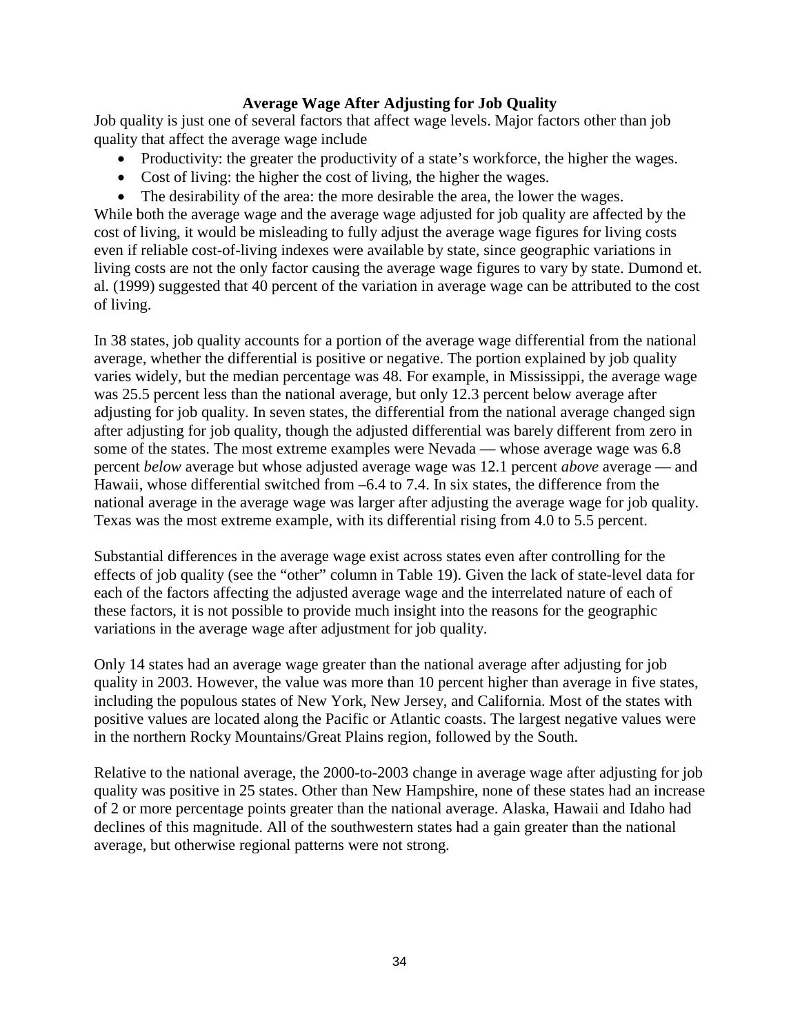### Average Wage After Adjusting for Job Quality

Job quality is just one of several factors that affect wage levels. Major factors other than job quality that affect the average wage include

- Productivity: the greater the productivity of a state's workforce, the higher the wages.
- Cost of living: the higher the cost of living, the higher the wages.
- The desirability of the area: the more desirable the area, the lower the wages.

While both the average wage and the average wage adjusted for job quality are affected by the cost of living, it would be misleading to fully adjust the average wage figures for living costs even if reliable cost-of-living indexes were available by state, since geographic variations in living costs are not the only factor causing the average wage figures to vary by state. Dumond et. al. (1999) suggested that 40 percent of the variation in average wage can be attributed to the cost of living.

In 38 states, job quality accounts for a portion of the average wage differential from the national average, whether the differential is positive or negative. The portion explained by job quality varies widely, but the median percentage was 48. For example, in Mississippi, the average wage was 25.5 percent less than the national average, but only 12.3 percent below average after adjusting for job quality. In seven states, the differential from the national average changed sign after adjusting for job quality, though the adjusted differential was barely different from zero in some of the states. The most extreme examples were Nevada — whose average wage was 6.8 percent *below* average but whose adjusted average wage was 12.1 percent *above* average — and Hawaii, whose differential switched from –6.4 to 7.4. In six states, the difference from the national average in the average wage was larger after adjusting the average wage for job quality. Texas was the most extreme example, with its differential rising from 4.0 to 5.5 percent.

Substantial differences in the average wage exist across states even after controlling for the effects of job quality (see the "other" column in Table 19). Given the lack of state-level data for each of the factors affecting the adjusted average wage and the interrelated nature of each of these factors, it is not possible to provide much insight into the reasons for the geographic variations in the average wage after adjustment for job quality.

Only 14 states had an average wage greater than the national average after adjusting for job quality in 2003. However, the value was more than 10 percent higher than average in five states, including the populous states of New York, New Jersey, and California. Most of the states with positive values are located along the Pacific or Atlantic coasts. The largest negative values were in the northern Rocky Mountains/Great Plains region, followed by the South.

Relative to the national average, the 2000-to-2003 change in average wage after adjusting for job quality was positive in 25 states. Other than New Hampshire, none of these states had an increase of 2 or more percentage points greater than the national average. Alaska, Hawaii and Idaho had declines of this magnitude. All of the southwestern states had a gain greater than the national average, but otherwise regional patterns were not strong.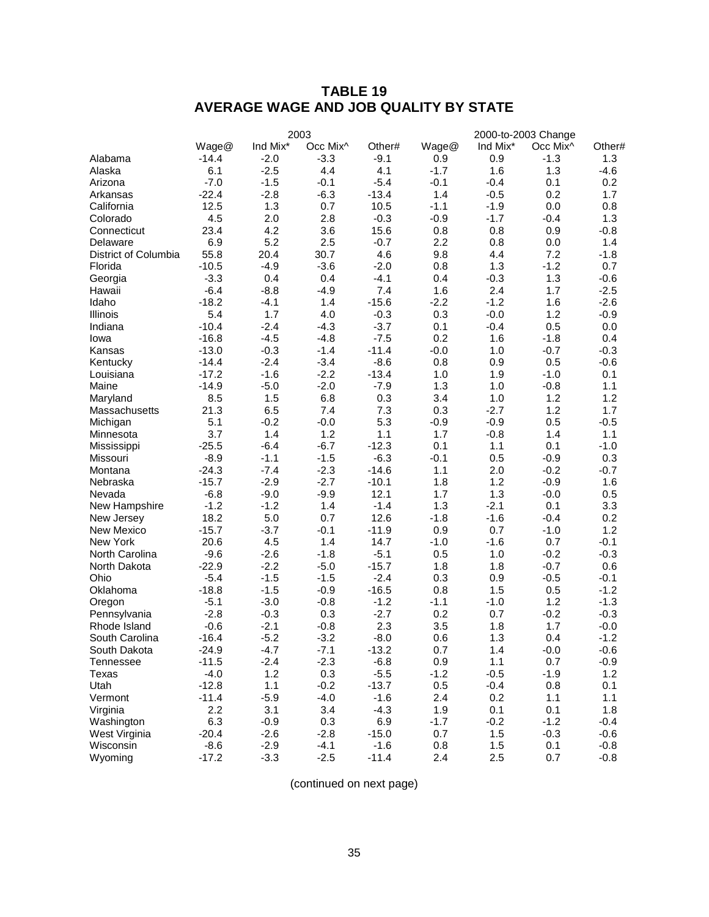# TABLE 19
# AVERAGE WAGE AND JOB QUALITY BY STATE

| | 2003 | | | | 2000-to-2003 Change | | | |
|---|---|---|---|---|---|---|---|---|
| | Wage@ | Ind Mix* | Occ Mix^ | Other# | Wage@ | Ind Mix* | Occ Mix^ | Other# |
| Alabama | -14.4 | -2.0 | -3.3 | -9.1 | 0.9 | 0.9 | -1.3 | 1.3 |
| Alaska | 6.1 | -2.5 | 4.4 | 4.1 | -1.7 | 1.6 | 1.3 | -4.6 |
| Arizona | -7.0 | -1.5 | -0.1 | -5.4 | -0.1 | -0.4 | 0.1 | 0.2 |
| Arkansas | -22.4 | -2.8 | -6.3 | -13.4 | 1.4 | -0.5 | 0.2 | 1.7 |
| California | 12.5 | 1.3 | 0.7 | 10.5 | -1.1 | -1.9 | 0.0 | 0.8 |
| Colorado | 4.5 | 2.0 | 2.8 | -0.3 | -0.9 | -1.7 | -0.4 | 1.3 |
| Connecticut | 23.4 | 4.2 | 3.6 | 15.6 | 0.8 | 0.8 | 0.9 | -0.8 |
| Delaware | 6.9 | 5.2 | 2.5 | -0.7 | 2.2 | 0.8 | 0.0 | 1.4 |
| District of Columbia | 55.8 | 20.4 | 30.7 | 4.6 | 9.8 | 4.4 | 7.2 | -1.8 |
| Florida | -10.5 | -4.9 | -3.6 | -2.0 | 0.8 | 1.3 | -1.2 | 0.7 |
| Georgia | -3.3 | 0.4 | 0.4 | -4.1 | 0.4 | -0.3 | 1.3 | -0.6 |
| Hawaii | -6.4 | -8.8 | -4.9 | 7.4 | 1.6 | 2.4 | 1.7 | -2.5 |
| Idaho | -18.2 | -4.1 | 1.4 | -15.6 | -2.2 | -1.2 | 1.6 | -2.6 |
| Illinois | 5.4 | 1.7 | 4.0 | -0.3 | 0.3 | -0.0 | 1.2 | -0.9 |
| Indiana | -10.4 | -2.4 | -4.3 | -3.7 | 0.1 | -0.4 | 0.5 | 0.0 |
| Iowa | -16.8 | -4.5 | -4.8 | -7.5 | 0.2 | 1.6 | -1.8 | 0.4 |
| Kansas | -13.0 | -0.3 | -1.4 | -11.4 | -0.0 | 1.0 | -0.7 | -0.3 |
| Kentucky | -14.4 | -2.4 | -3.4 | -8.6 | 0.8 | 0.9 | 0.5 | -0.6 |
| Louisiana | -17.2 | -1.6 | -2.2 | -13.4 | 1.0 | 1.9 | -1.0 | 0.1 |
| Maine | -14.9 | -5.0 | -2.0 | -7.9 | 1.3 | 1.0 | -0.8 | 1.1 |
| Maryland | 8.5 | 1.5 | 6.8 | 0.3 | 3.4 | 1.0 | 1.2 | 1.2 |
| Massachusetts | 21.3 | 6.5 | 7.4 | 7.3 | 0.3 | -2.7 | 1.2 | 1.7 |
| Michigan | 5.1 | -0.2 | -0.0 | 5.3 | -0.9 | -0.9 | 0.5 | -0.5 |
| Minnesota | 3.7 | 1.4 | 1.2 | 1.1 | 1.7 | -0.8 | 1.4 | 1.1 |
| Mississippi | -25.5 | -6.4 | -6.7 | -12.3 | 0.1 | 1.1 | 0.1 | -1.0 |
| Missouri | -8.9 | -1.1 | -1.5 | -6.3 | -0.1 | 0.5 | -0.9 | 0.3 |
| Montana | -24.3 | -7.4 | -2.3 | -14.6 | 1.1 | 2.0 | -0.2 | -0.7 |
| Nebraska | -15.7 | -2.9 | -2.7 | -10.1 | 1.8 | 1.2 | -0.9 | 1.6 |
| Nevada | -6.8 | -9.0 | -9.9 | 12.1 | 1.7 | 1.3 | -0.0 | 0.5 |
| New Hampshire | -1.2 | -1.2 | 1.4 | -1.4 | 1.3 | -2.1 | 0.1 | 3.3 |
| New Jersey | 18.2 | 5.0 | 0.7 | 12.6 | -1.8 | -1.6 | -0.4 | 0.2 |
| New Mexico | -15.7 | -3.7 | -0.1 | -11.9 | 0.9 | 0.7 | -1.0 | 1.2 |
| New York | 20.6 | 4.5 | 1.4 | 14.7 | -1.0 | -1.6 | 0.7 | -0.1 |
| North Carolina | -9.6 | -2.6 | -1.8 | -5.1 | 0.5 | 1.0 | -0.2 | -0.3 |
| North Dakota | -22.9 | -2.2 | -5.0 | -15.7 | 1.8 | 1.8 | -0.7 | 0.6 |
| Ohio | -5.4 | -1.5 | -1.5 | -2.4 | 0.3 | 0.9 | -0.5 | -0.1 |
| Oklahoma | -18.8 | -1.5 | -0.9 | -16.5 | 0.8 | 1.5 | 0.5 | -1.2 |
| Oregon | -5.1 | -3.0 | -0.8 | -1.2 | -1.1 | -1.0 | 1.2 | -1.3 |
| Pennsylvania | -2.8 | -0.3 | 0.3 | -2.7 | 0.2 | 0.7 | -0.2 | -0.3 |
| Rhode Island | -0.6 | -2.1 | -0.8 | 2.3 | 3.5 | 1.8 | 1.7 | -0.0 |
| South Carolina | -16.4 | -5.2 | -3.2 | -8.0 | 0.6 | 1.3 | 0.4 | -1.2 |
| South Dakota | -24.9 | -4.7 | -7.1 | -13.2 | 0.7 | 1.4 | -0.0 | -0.6 |
| Tennessee | -11.5 | -2.4 | -2.3 | -6.8 | 0.9 | 1.1 | 0.7 | -0.9 |
| Texas | -4.0 | 1.2 | 0.3 | -5.5 | -1.2 | -0.5 | -1.9 | 1.2 |
| Utah | -12.8 | 1.1 | -0.2 | -13.7 | 0.5 | -0.4 | 0.8 | 0.1 |
| Vermont | -11.4 | -5.9 | -4.0 | -1.6 | 2.4 | 0.2 | 1.1 | 1.1 |
| Virginia | 2.2 | 3.1 | 3.4 | -4.3 | 1.9 | 0.1 | 0.1 | 1.8 |
| Washington | 6.3 | -0.9 | 0.3 | 6.9 | -1.7 | -0.2 | -1.2 | -0.4 |
| West Virginia | -20.4 | -2.6 | -2.8 | -15.0 | 0.7 | 1.5 | -0.3 | -0.6 |
| Wisconsin | -8.6 | -2.9 | -4.1 | -1.6 | 0.8 | 1.5 | 0.1 | -0.8 |
| Wyoming | -17.2 | -3.3 | -2.5 | -11.4 | 2.4 | 2.5 | 0.7 | -0.8 |

(continued on next page)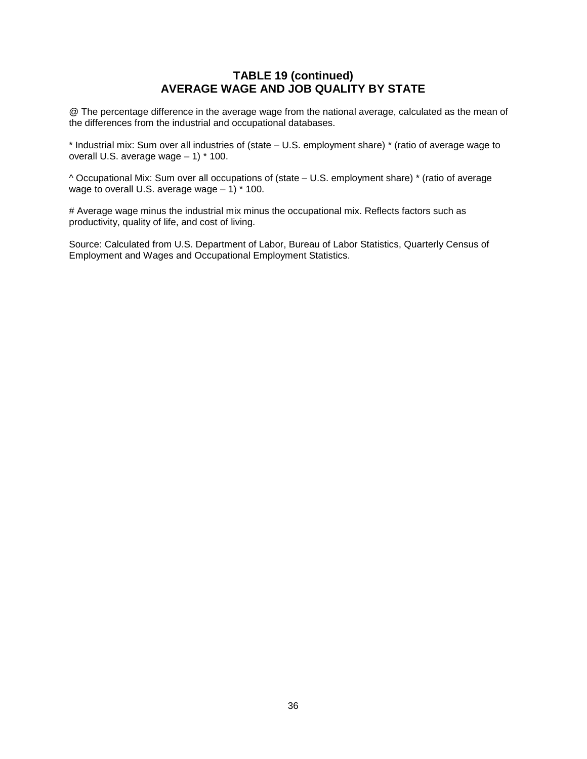## TABLE 19 (continued)
## AVERAGE WAGE AND JOB QUALITY BY STATE

@ The percentage difference in the average wage from the national average, calculated as the mean of the differences from the industrial and occupational databases.

* Industrial mix: Sum over all industries of (state – U.S. employment share) * (ratio of average wage to overall U.S. average wage – 1) * 100.

^ Occupational Mix: Sum over all occupations of (state – U.S. employment share) * (ratio of average wage to overall U.S. average wage – 1) * 100.

# Average wage minus the industrial mix minus the occupational mix. Reflects factors such as productivity, quality of life, and cost of living.

Source: Calculated from U.S. Department of Labor, Bureau of Labor Statistics, Quarterly Census of Employment and Wages and Occupational Employment Statistics.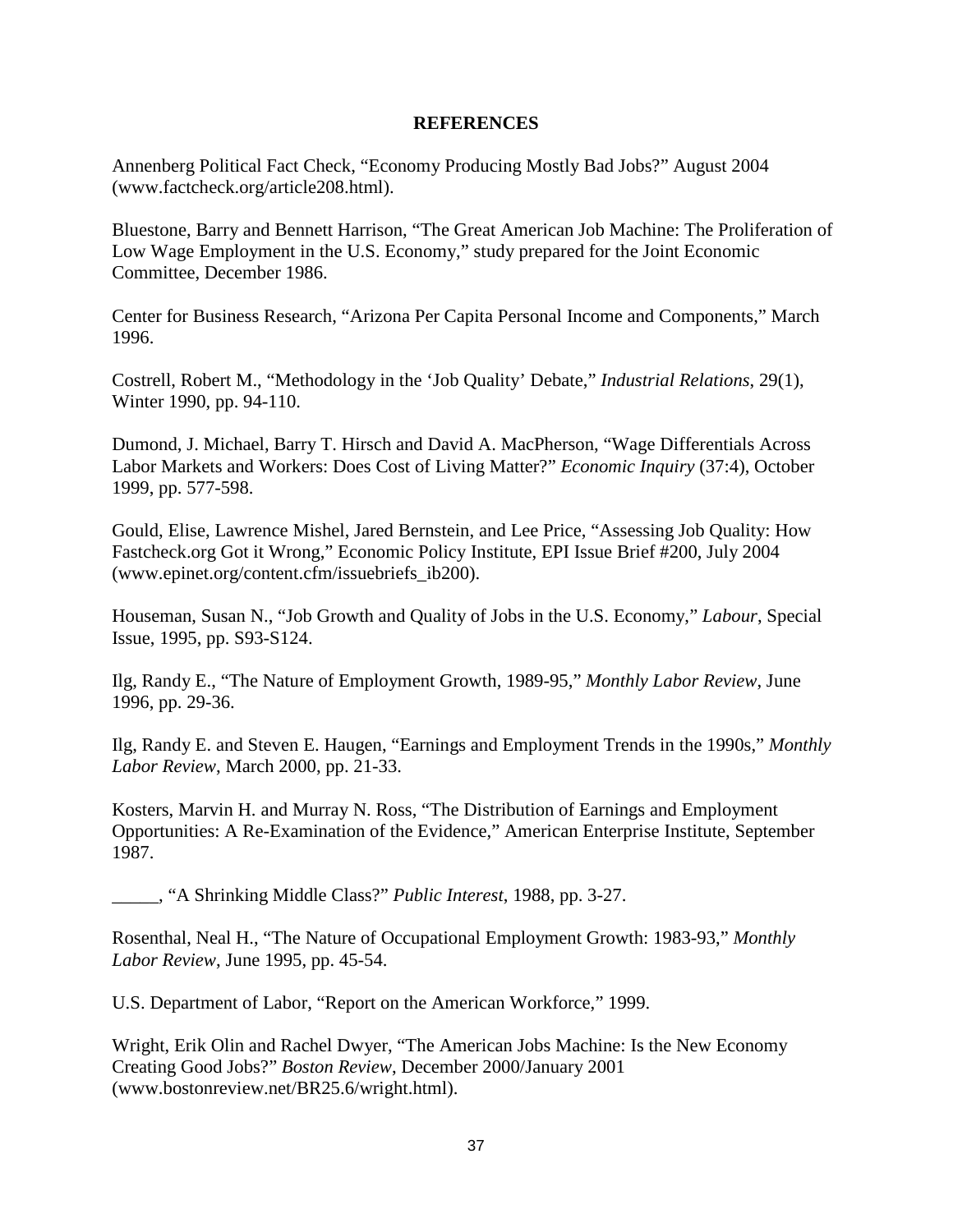## REFERENCES

Annenberg Political Fact Check, "Economy Producing Mostly Bad Jobs?" August 2004 (www.factcheck.org/article208.html).

Bluestone, Barry and Bennett Harrison, "The Great American Job Machine: The Proliferation of Low Wage Employment in the U.S. Economy," study prepared for the Joint Economic Committee, December 1986.

Center for Business Research, "Arizona Per Capita Personal Income and Components," March 1996.

Costrell, Robert M., "Methodology in the 'Job Quality' Debate," *Industrial Relations*, 29(1), Winter 1990, pp. 94-110.

Dumond, J. Michael, Barry T. Hirsch and David A. MacPherson, "Wage Differentials Across Labor Markets and Workers: Does Cost of Living Matter?" *Economic Inquiry* (37:4), October 1999, pp. 577-598.

Gould, Elise, Lawrence Mishel, Jared Bernstein, and Lee Price, "Assessing Job Quality: How Fastcheck.org Got it Wrong," Economic Policy Institute, EPI Issue Brief #200, July 2004 (www.epinet.org/content.cfm/issuebriefs_ib200).

Houseman, Susan N., "Job Growth and Quality of Jobs in the U.S. Economy," *Labour*, Special Issue, 1995, pp. S93-S124.

Ilg, Randy E., "The Nature of Employment Growth, 1989-95," *Monthly Labor Review*, June 1996, pp. 29-36.

Ilg, Randy E. and Steven E. Haugen, "Earnings and Employment Trends in the 1990s," *Monthly Labor Review*, March 2000, pp. 21-33.

Kosters, Marvin H. and Murray N. Ross, "The Distribution of Earnings and Employment Opportunities: A Re-Examination of the Evidence," American Enterprise Institute, September 1987.

_____, "A Shrinking Middle Class?" *Public Interest*, 1988, pp. 3-27.

Rosenthal, Neal H., "The Nature of Occupational Employment Growth: 1983-93," *Monthly Labor Review*, June 1995, pp. 45-54.

U.S. Department of Labor, "Report on the American Workforce," 1999.

Wright, Erik Olin and Rachel Dwyer, "The American Jobs Machine: Is the New Economy Creating Good Jobs?" *Boston Review*, December 2000/January 2001 (www.bostonreview.net/BR25.6/wright.html).